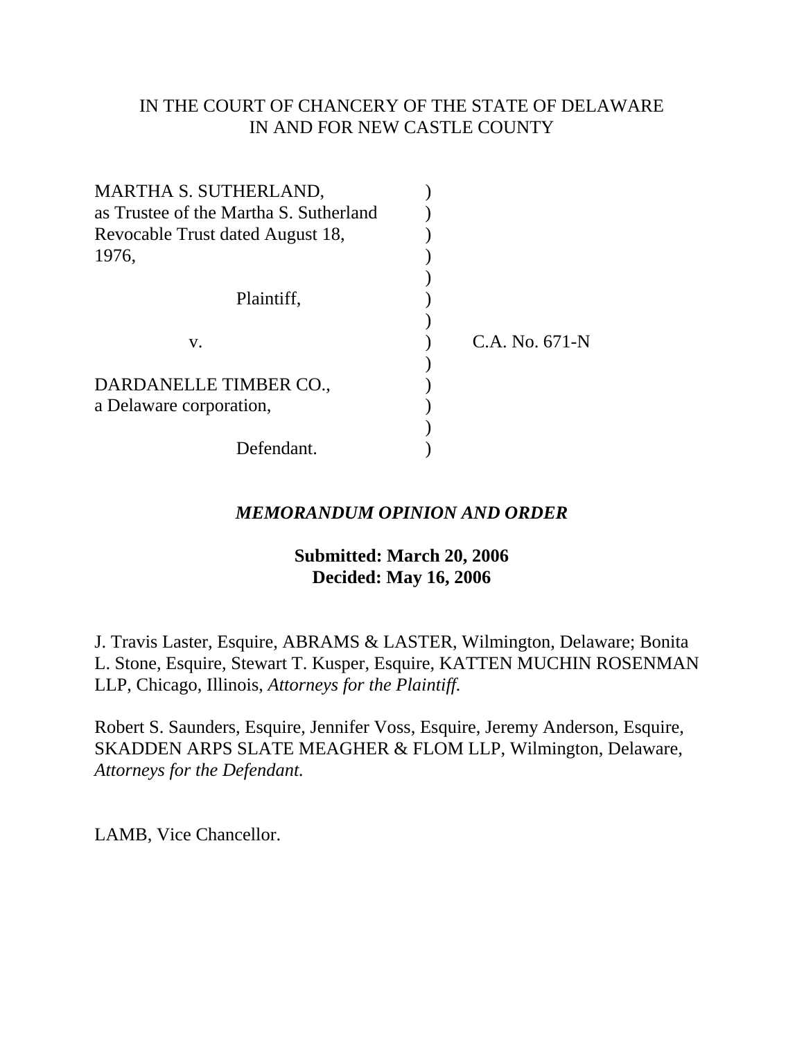IN THE COURT OF CHANCERY OF THE STATE OF DELAWARE
IN AND FOR NEW CASTLE COUNTY

| | | |
|---|---|---|
| MARTHA S. SUTHERLAND, as Trustee of the Martha S. Sutherland Revocable Trust dated August 18, 1976, | ) | |
| Plaintiff, | ) | |
| v. | ) | C.A. No. 671-N |
| DARDANELLE TIMBER CO., a Delaware corporation, | ) | |
| Defendant. | ) | |

***MEMORANDUM OPINION AND ORDER***

**Submitted: March 20, 2006**
**Decided: May 16, 2006**

J. Travis Laster, Esquire, ABRAMS & LASTER, Wilmington, Delaware; Bonita L. Stone, Esquire, Stewart T. Kusper, Esquire, KATTEN MUCHIN ROSENMAN LLP, Chicago, Illinois, *Attorneys for the Plaintiff.*

Robert S. Saunders, Esquire, Jennifer Voss, Esquire, Jeremy Anderson, Esquire, SKADDEN ARPS SLATE MEAGHER & FLOM LLP, Wilmington, Delaware, *Attorneys for the Defendant.*

LAMB, Vice Chancellor.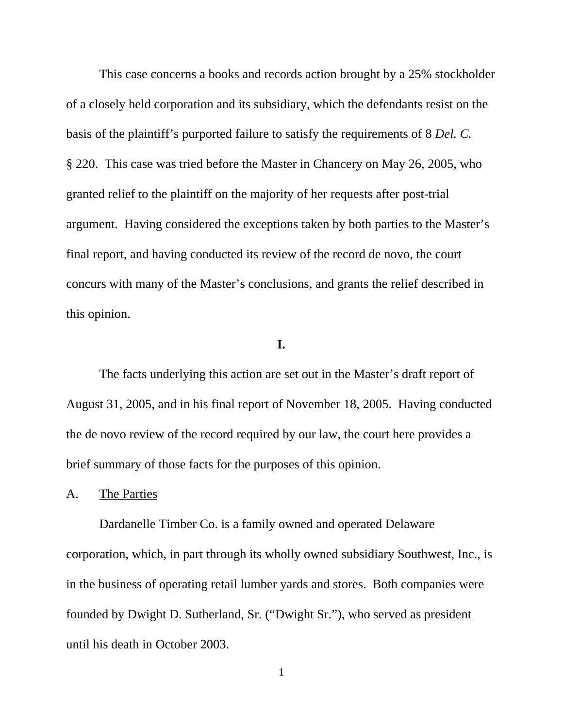This case concerns a books and records action brought by a 25% stockholder of a closely held corporation and its subsidiary, which the defendants resist on the basis of the plaintiff's purported failure to satisfy the requirements of 8 *Del. C.* § 220. This case was tried before the Master in Chancery on May 26, 2005, who granted relief to the plaintiff on the majority of her requests after post-trial argument. Having considered the exceptions taken by both parties to the Master's final report, and having conducted its review of the record de novo, the court concurs with many of the Master's conclusions, and grants the relief described in this opinion.

**I.**

The facts underlying this action are set out in the Master's draft report of August 31, 2005, and in his final report of November 18, 2005. Having conducted the de novo review of the record required by our law, the court here provides a brief summary of those facts for the purposes of this opinion.

A. The Parties

Dardanelle Timber Co. is a family owned and operated Delaware corporation, which, in part through its wholly owned subsidiary Southwest, Inc., is in the business of operating retail lumber yards and stores. Both companies were founded by Dwight D. Sutherland, Sr. ("Dwight Sr."), who served as president until his death in October 2003.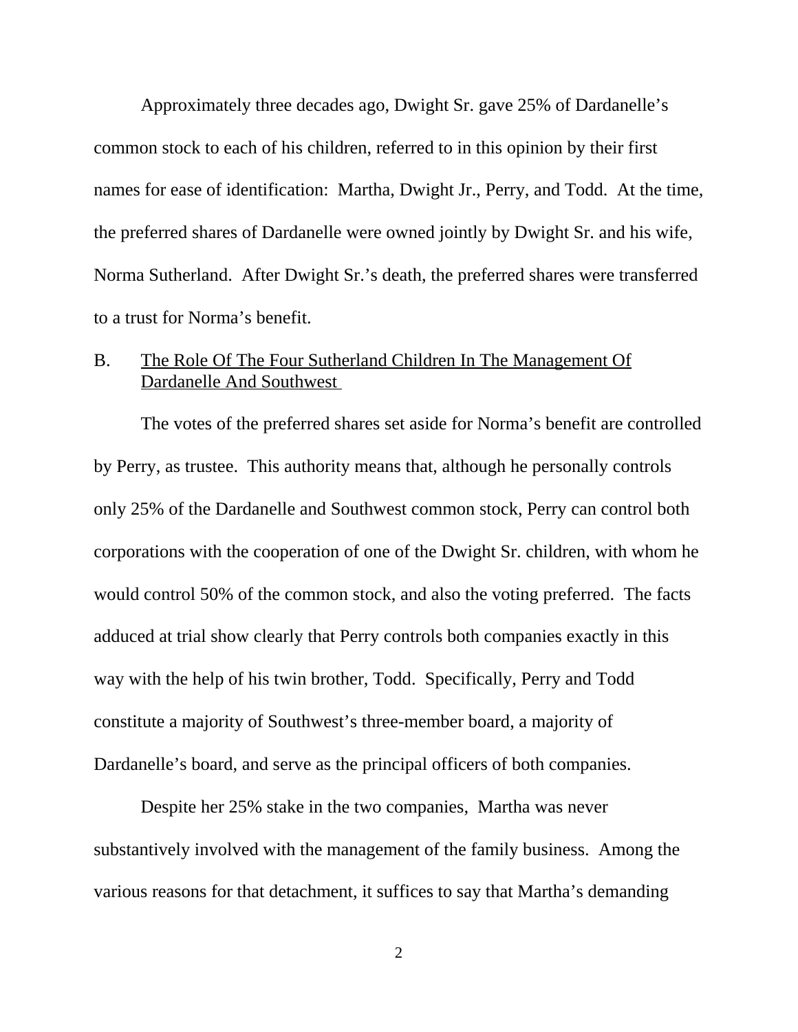Approximately three decades ago, Dwight Sr. gave 25% of Dardanelle's common stock to each of his children, referred to in this opinion by their first names for ease of identification: Martha, Dwight Jr., Perry, and Todd. At the time, the preferred shares of Dardanelle were owned jointly by Dwight Sr. and his wife, Norma Sutherland. After Dwight Sr.'s death, the preferred shares were transferred to a trust for Norma's benefit.

B. The Role Of The Four Sutherland Children In The Management Of Dardanelle And Southwest

The votes of the preferred shares set aside for Norma's benefit are controlled by Perry, as trustee. This authority means that, although he personally controls only 25% of the Dardanelle and Southwest common stock, Perry can control both corporations with the cooperation of one of the Dwight Sr. children, with whom he would control 50% of the common stock, and also the voting preferred. The facts adduced at trial show clearly that Perry controls both companies exactly in this way with the help of his twin brother, Todd. Specifically, Perry and Todd constitute a majority of Southwest's three-member board, a majority of Dardanelle's board, and serve as the principal officers of both companies.

Despite her 25% stake in the two companies, Martha was never substantively involved with the management of the family business. Among the various reasons for that detachment, it suffices to say that Martha's demanding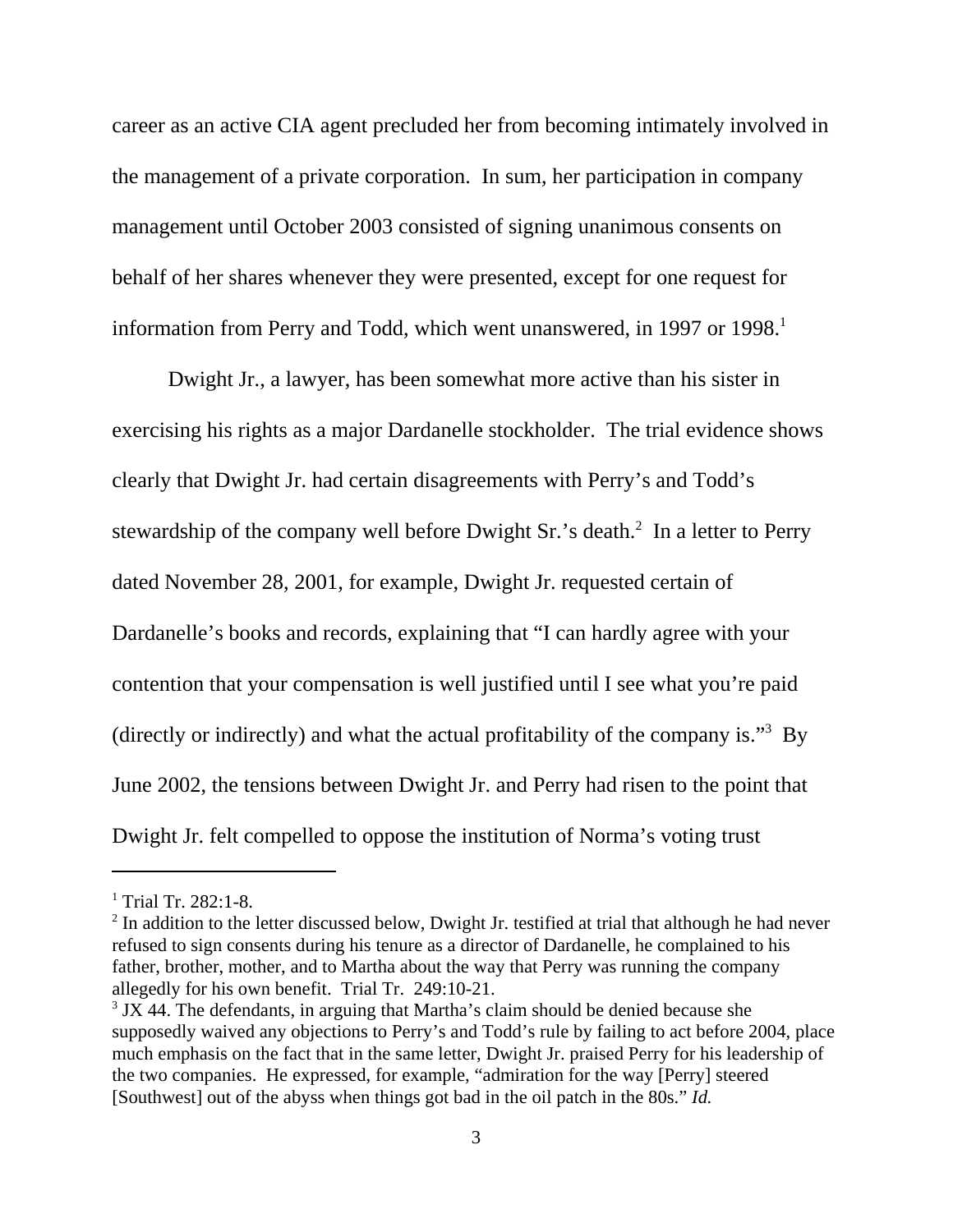career as an active CIA agent precluded her from becoming intimately involved in the management of a private corporation. In sum, her participation in company management until October 2003 consisted of signing unanimous consents on behalf of her shares whenever they were presented, except for one request for information from Perry and Todd, which went unanswered, in 1997 or 1998.[1]

Dwight Jr., a lawyer, has been somewhat more active than his sister in exercising his rights as a major Dardanelle stockholder. The trial evidence shows clearly that Dwight Jr. had certain disagreements with Perry's and Todd's stewardship of the company well before Dwight Sr.'s death.[2] In a letter to Perry dated November 28, 2001, for example, Dwight Jr. requested certain of Dardanelle's books and records, explaining that "I can hardly agree with your contention that your compensation is well justified until I see what you're paid (directly or indirectly) and what the actual profitability of the company is."[3] By June 2002, the tensions between Dwight Jr. and Perry had risen to the point that Dwight Jr. felt compelled to oppose the institution of Norma's voting trust

---

[1] Trial Tr. 282:1-8.

[2] In addition to the letter discussed below, Dwight Jr. testified at trial that although he had never refused to sign consents during his tenure as a director of Dardanelle, he complained to his father, brother, mother, and to Martha about the way that Perry was running the company allegedly for his own benefit. Trial Tr. 249:10-21.

[3] JX 44. The defendants, in arguing that Martha's claim should be denied because she supposedly waived any objections to Perry's and Todd's rule by failing to act before 2004, place much emphasis on the fact that in the same letter, Dwight Jr. praised Perry for his leadership of the two companies. He expressed, for example, "admiration for the way [Perry] steered [Southwest] out of the abyss when things got bad in the oil patch in the 80s." *Id.*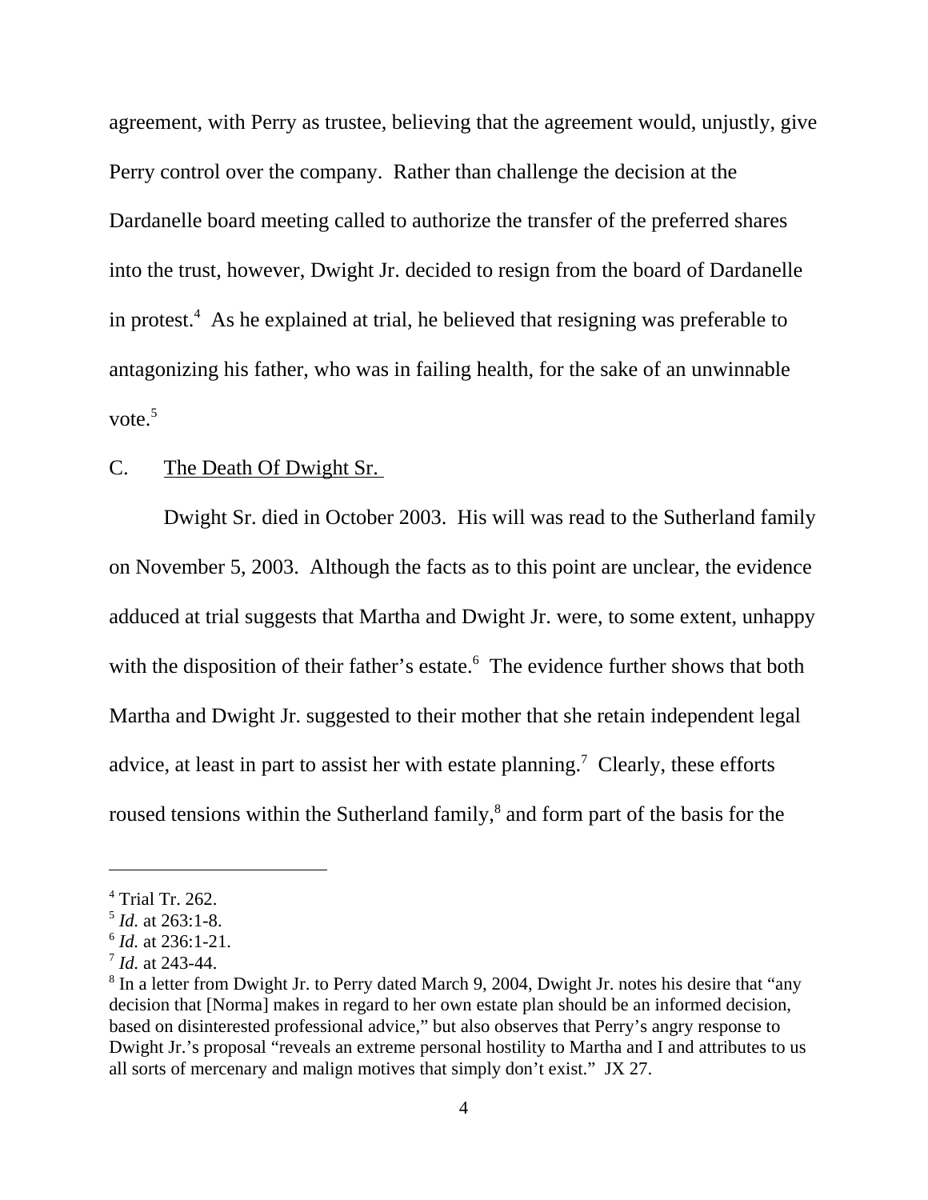agreement, with Perry as trustee, believing that the agreement would, unjustly, give Perry control over the company. Rather than challenge the decision at the Dardanelle board meeting called to authorize the transfer of the preferred shares into the trust, however, Dwight Jr. decided to resign from the board of Dardanelle in protest.[4] As he explained at trial, he believed that resigning was preferable to antagonizing his father, who was in failing health, for the sake of an unwinnable vote.[5]

C. <u>The Death Of Dwight Sr.</u>

Dwight Sr. died in October 2003. His will was read to the Sutherland family on November 5, 2003. Although the facts as to this point are unclear, the evidence adduced at trial suggests that Martha and Dwight Jr. were, to some extent, unhappy with the disposition of their father's estate.[6] The evidence further shows that both Martha and Dwight Jr. suggested to their mother that she retain independent legal advice, at least in part to assist her with estate planning.[7] Clearly, these efforts roused tensions within the Sutherland family,[8] and form part of the basis for the

---

[4] Trial Tr. 262.

[5] *Id.* at 263:1-8.

[6] *Id.* at 236:1-21.

[7] *Id.* at 243-44.

[8] In a letter from Dwight Jr. to Perry dated March 9, 2004, Dwight Jr. notes his desire that "any decision that [Norma] makes in regard to her own estate plan should be an informed decision, based on disinterested professional advice," but also observes that Perry's angry response to Dwight Jr.'s proposal "reveals an extreme personal hostility to Martha and I and attributes to us all sorts of mercenary and malign motives that simply don't exist." JX 27.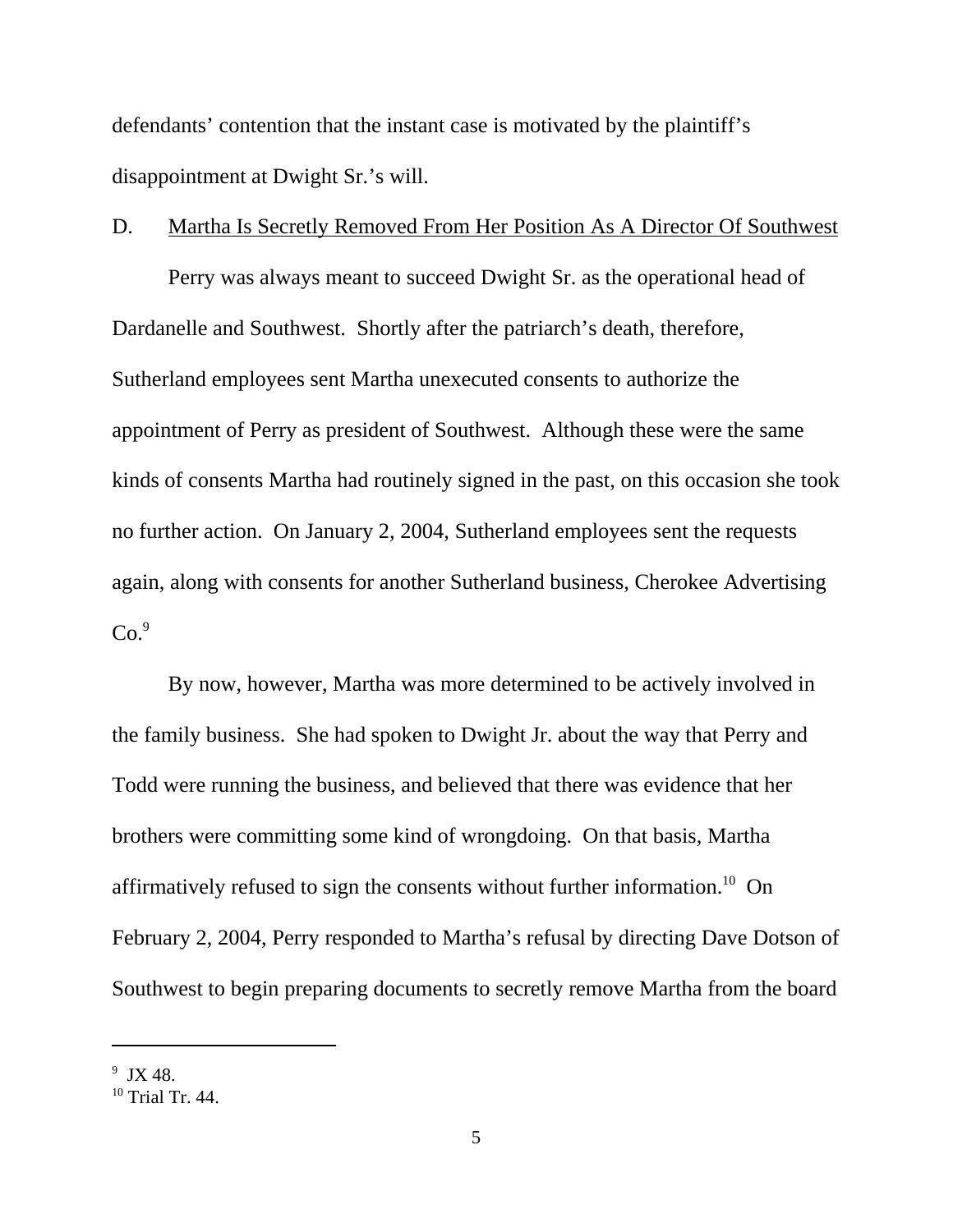defendants' contention that the instant case is motivated by the plaintiff's disappointment at Dwight Sr.'s will.

D. Martha Is Secretly Removed From Her Position As A Director Of Southwest

Perry was always meant to succeed Dwight Sr. as the operational head of Dardanelle and Southwest. Shortly after the patriarch's death, therefore, Sutherland employees sent Martha unexecuted consents to authorize the appointment of Perry as president of Southwest. Although these were the same kinds of consents Martha had routinely signed in the past, on this occasion she took no further action. On January 2, 2004, Sutherland employees sent the requests again, along with consents for another Sutherland business, Cherokee Advertising Co.[9]

By now, however, Martha was more determined to be actively involved in the family business. She had spoken to Dwight Jr. about the way that Perry and Todd were running the business, and believed that there was evidence that her brothers were committing some kind of wrongdoing. On that basis, Martha affirmatively refused to sign the consents without further information.[10] On February 2, 2004, Perry responded to Martha's refusal by directing Dave Dotson of Southwest to begin preparing documents to secretly remove Martha from the board

---

[9] JX 48.

[10] Trial Tr. 44.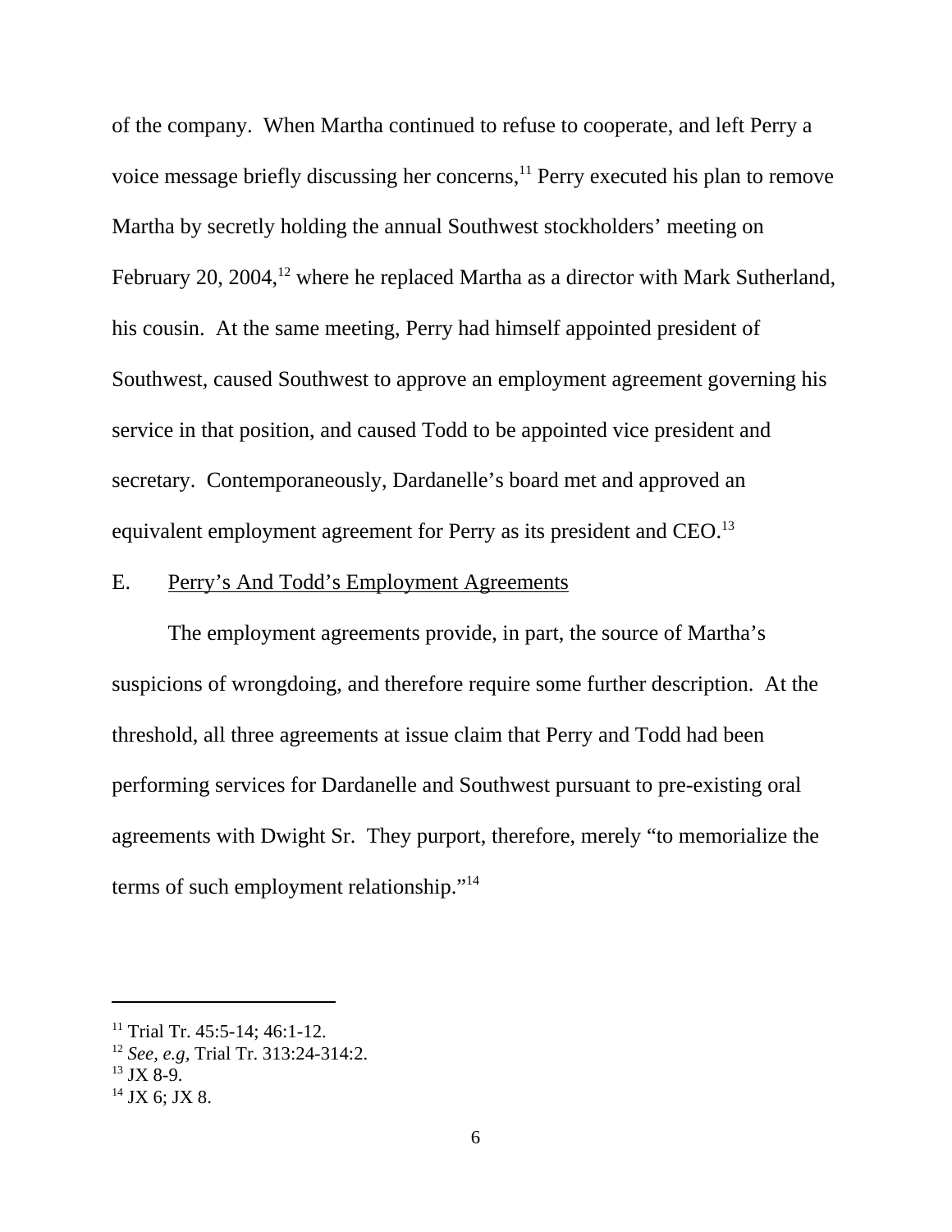of the company. When Martha continued to refuse to cooperate, and left Perry a voice message briefly discussing her concerns,[11] Perry executed his plan to remove Martha by secretly holding the annual Southwest stockholders' meeting on February 20, 2004,[12] where he replaced Martha as a director with Mark Sutherland, his cousin. At the same meeting, Perry had himself appointed president of Southwest, caused Southwest to approve an employment agreement governing his service in that position, and caused Todd to be appointed vice president and secretary. Contemporaneously, Dardanelle's board met and approved an equivalent employment agreement for Perry as its president and CEO.[13]

E. Perry's And Todd's Employment Agreements

The employment agreements provide, in part, the source of Martha's suspicions of wrongdoing, and therefore require some further description. At the threshold, all three agreements at issue claim that Perry and Todd had been performing services for Dardanelle and Southwest pursuant to pre-existing oral agreements with Dwight Sr. They purport, therefore, merely "to memorialize the terms of such employment relationship."[14]

---

[11] Trial Tr. 45:5-14; 46:1-12.

[12] *See, e.g*, Trial Tr. 313:24-314:2.

[13] JX 8-9.

[14] JX 6; JX 8.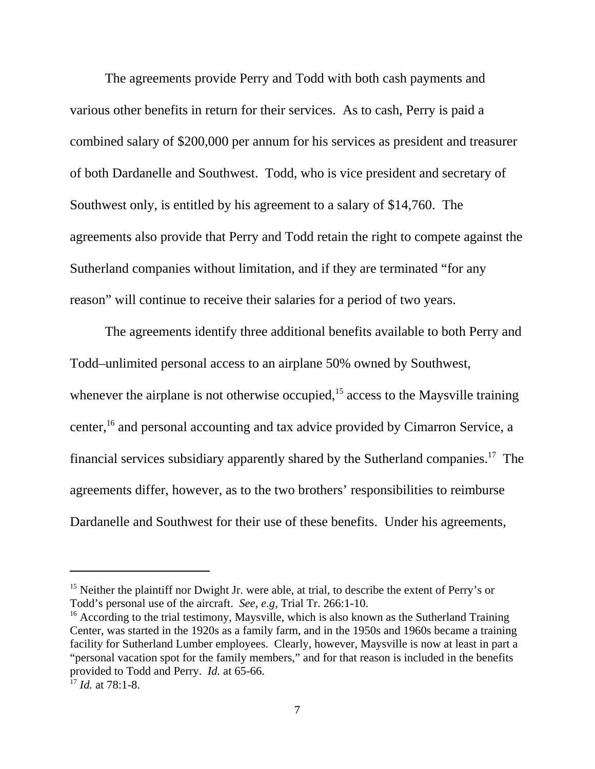The agreements provide Perry and Todd with both cash payments and various other benefits in return for their services. As to cash, Perry is paid a combined salary of $200,000 per annum for his services as president and treasurer of both Dardanelle and Southwest. Todd, who is vice president and secretary of Southwest only, is entitled by his agreement to a salary of $14,760. The agreements also provide that Perry and Todd retain the right to compete against the Sutherland companies without limitation, and if they are terminated "for any reason" will continue to receive their salaries for a period of two years.

The agreements identify three additional benefits available to both Perry and Todd–unlimited personal access to an airplane 50% owned by Southwest, whenever the airplane is not otherwise occupied,[15] access to the Maysville training center,[16] and personal accounting and tax advice provided by Cimarron Service, a financial services subsidiary apparently shared by the Sutherland companies.[17] The agreements differ, however, as to the two brothers' responsibilities to reimburse Dardanelle and Southwest for their use of these benefits. Under his agreements,

---

[15] Neither the plaintiff nor Dwight Jr. were able, at trial, to describe the extent of Perry's or Todd's personal use of the aircraft. *See, e.g,* Trial Tr. 266:1-10.

[16] According to the trial testimony, Maysville, which is also known as the Sutherland Training Center, was started in the 1920s as a family farm, and in the 1950s and 1960s became a training facility for Sutherland Lumber employees. Clearly, however, Maysville is now at least in part a "personal vacation spot for the family members," and for that reason is included in the benefits provided to Todd and Perry. *Id.* at 65-66.

[17] *Id.* at 78:1-8.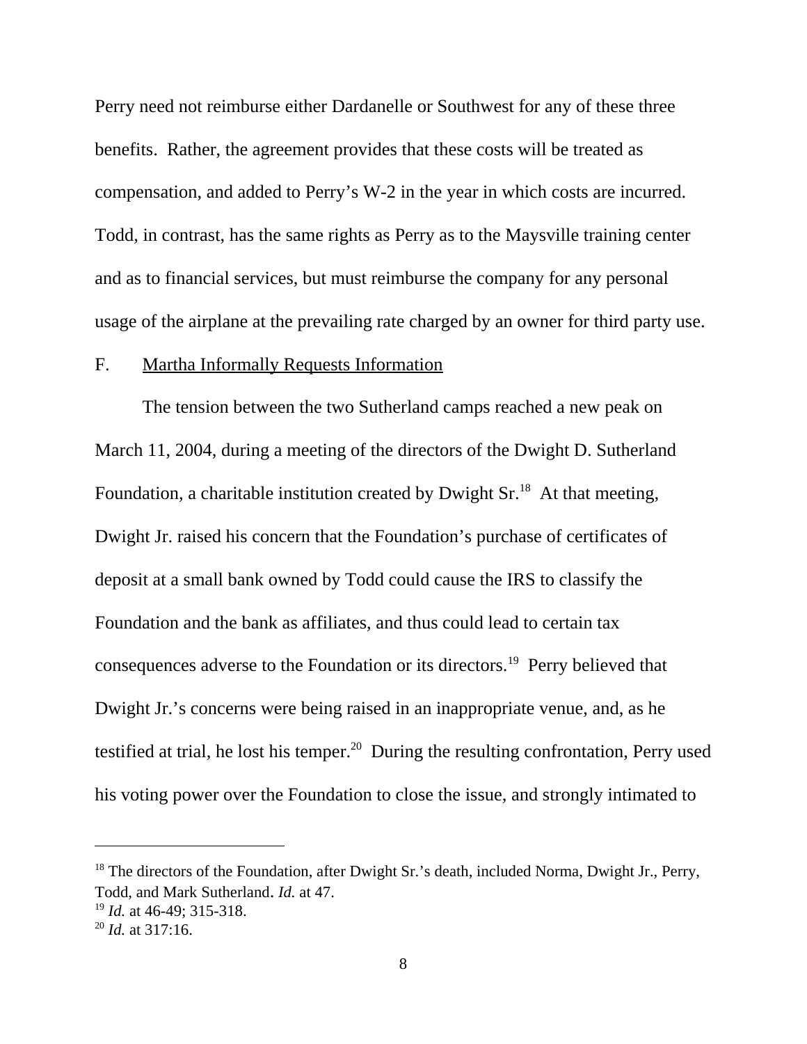Perry need not reimburse either Dardanelle or Southwest for any of these three benefits. Rather, the agreement provides that these costs will be treated as compensation, and added to Perry's W-2 in the year in which costs are incurred. Todd, in contrast, has the same rights as Perry as to the Maysville training center and as to financial services, but must reimburse the company for any personal usage of the airplane at the prevailing rate charged by an owner for third party use.

F. Martha Informally Requests Information

The tension between the two Sutherland camps reached a new peak on March 11, 2004, during a meeting of the directors of the Dwight D. Sutherland Foundation, a charitable institution created by Dwight Sr.[18] At that meeting, Dwight Jr. raised his concern that the Foundation's purchase of certificates of deposit at a small bank owned by Todd could cause the IRS to classify the Foundation and the bank as affiliates, and thus could lead to certain tax consequences adverse to the Foundation or its directors.[19] Perry believed that Dwight Jr.'s concerns were being raised in an inappropriate venue, and, as he testified at trial, he lost his temper.[20] During the resulting confrontation, Perry used his voting power over the Foundation to close the issue, and strongly intimated to

---

[18] The directors of the Foundation, after Dwight Sr.'s death, included Norma, Dwight Jr., Perry, Todd, and Mark Sutherland. *Id.* at 47.

[19] *Id.* at 46-49; 315-318.

[20] *Id.* at 317:16.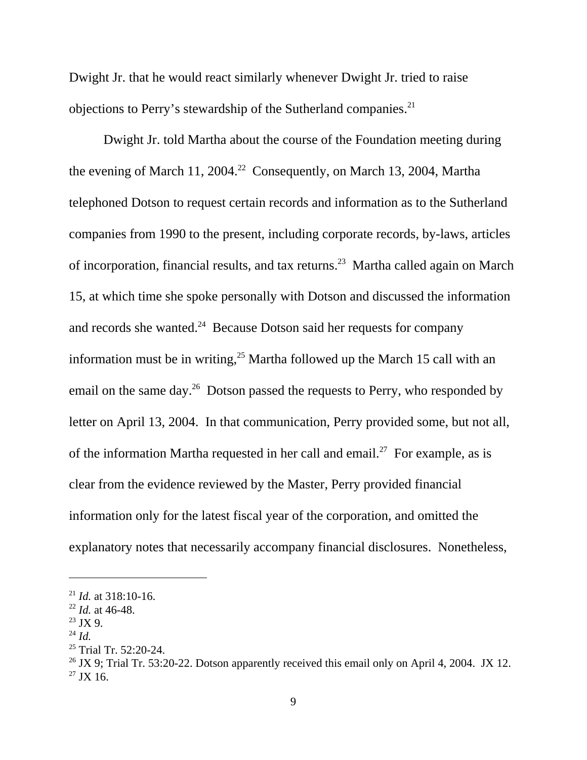Dwight Jr. that he would react similarly whenever Dwight Jr. tried to raise objections to Perry's stewardship of the Sutherland companies.[21]

Dwight Jr. told Martha about the course of the Foundation meeting during the evening of March 11, 2004.[22] Consequently, on March 13, 2004, Martha telephoned Dotson to request certain records and information as to the Sutherland companies from 1990 to the present, including corporate records, by-laws, articles of incorporation, financial results, and tax returns.[23] Martha called again on March 15, at which time she spoke personally with Dotson and discussed the information and records she wanted.[24] Because Dotson said her requests for company information must be in writing,[25] Martha followed up the March 15 call with an email on the same day.[26] Dotson passed the requests to Perry, who responded by letter on April 13, 2004. In that communication, Perry provided some, but not all, of the information Martha requested in her call and email.[27] For example, as is clear from the evidence reviewed by the Master, Perry provided financial information only for the latest fiscal year of the corporation, and omitted the explanatory notes that necessarily accompany financial disclosures. Nonetheless,

---

[21] *Id.* at 318:10-16.
[22] *Id.* at 46-48.
[23] JX 9.
[24] *Id.*
[25] Trial Tr. 52:20-24.
[26] JX 9; Trial Tr. 53:20-22. Dotson apparently received this email only on April 4, 2004. JX 12.
[27] JX 16.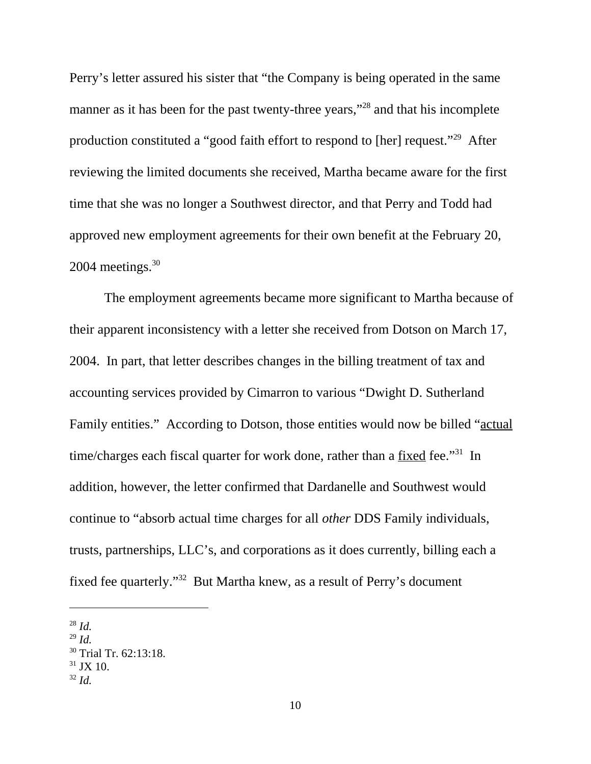Perry's letter assured his sister that "the Company is being operated in the same manner as it has been for the past twenty-three years,"[28] and that his incomplete production constituted a "good faith effort to respond to [her] request."[29] After reviewing the limited documents she received, Martha became aware for the first time that she was no longer a Southwest director, and that Perry and Todd had approved new employment agreements for their own benefit at the February 20, 2004 meetings.[30]

The employment agreements became more significant to Martha because of their apparent inconsistency with a letter she received from Dotson on March 17, 2004. In part, that letter describes changes in the billing treatment of tax and accounting services provided by Cimarron to various "Dwight D. Sutherland Family entities." According to Dotson, those entities would now be billed "<u>actual</u> time/charges each fiscal quarter for work done, rather than a <u>fixed</u> fee."[31] In addition, however, the letter confirmed that Dardanelle and Southwest would continue to "absorb actual time charges for all *other* DDS Family individuals, trusts, partnerships, LLC's, and corporations as it does currently, billing each a fixed fee quarterly."[32] But Martha knew, as a result of Perry's document

---

[28] *Id.*
[29] *Id.*
[30] Trial Tr. 62:13:18.
[31] JX 10.
[32] *Id.*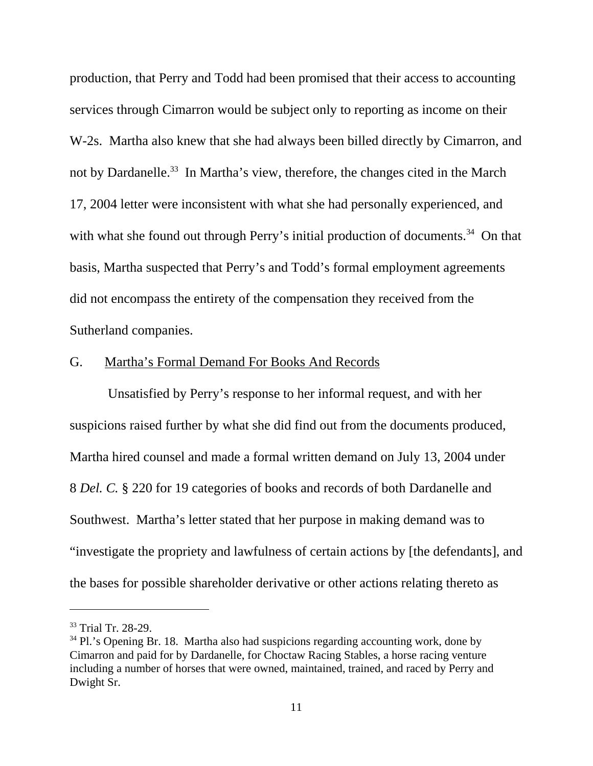production, that Perry and Todd had been promised that their access to accounting services through Cimarron would be subject only to reporting as income on their W-2s. Martha also knew that she had always been billed directly by Cimarron, and not by Dardanelle.[33] In Martha's view, therefore, the changes cited in the March 17, 2004 letter were inconsistent with what she had personally experienced, and with what she found out through Perry's initial production of documents.[34] On that basis, Martha suspected that Perry's and Todd's formal employment agreements did not encompass the entirety of the compensation they received from the Sutherland companies.

G. Martha's Formal Demand For Books And Records

Unsatisfied by Perry's response to her informal request, and with her suspicions raised further by what she did find out from the documents produced, Martha hired counsel and made a formal written demand on July 13, 2004 under 8 *Del. C.* § 220 for 19 categories of books and records of both Dardanelle and Southwest. Martha's letter stated that her purpose in making demand was to "investigate the propriety and lawfulness of certain actions by [the defendants], and the bases for possible shareholder derivative or other actions relating thereto as

---

[33] Trial Tr. 28-29.

[34] Pl.'s Opening Br. 18. Martha also had suspicions regarding accounting work, done by Cimarron and paid for by Dardanelle, for Choctaw Racing Stables, a horse racing venture including a number of horses that were owned, maintained, trained, and raced by Perry and Dwight Sr.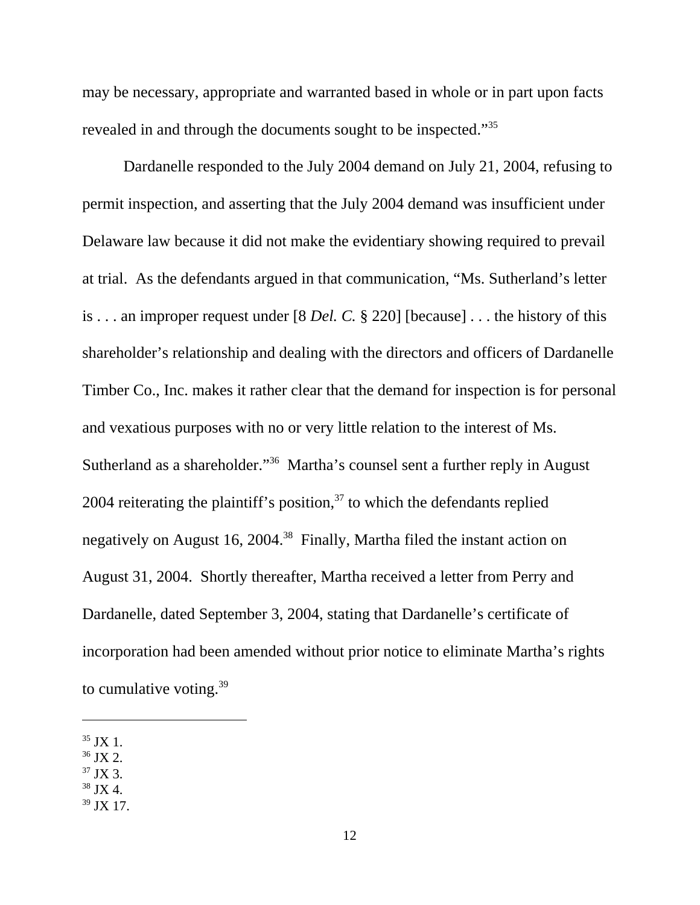may be necessary, appropriate and warranted based in whole or in part upon facts revealed in and through the documents sought to be inspected."[35]

Dardanelle responded to the July 2004 demand on July 21, 2004, refusing to permit inspection, and asserting that the July 2004 demand was insufficient under Delaware law because it did not make the evidentiary showing required to prevail at trial. As the defendants argued in that communication, "Ms. Sutherland's letter is . . . an improper request under [8 *Del. C.* § 220] [because] . . . the history of this shareholder's relationship and dealing with the directors and officers of Dardanelle Timber Co., Inc. makes it rather clear that the demand for inspection is for personal and vexatious purposes with no or very little relation to the interest of Ms. Sutherland as a shareholder."[36] Martha's counsel sent a further reply in August 2004 reiterating the plaintiff's position,[37] to which the defendants replied negatively on August 16, 2004.[38] Finally, Martha filed the instant action on August 31, 2004. Shortly thereafter, Martha received a letter from Perry and Dardanelle, dated September 3, 2004, stating that Dardanelle's certificate of incorporation had been amended without prior notice to eliminate Martha's rights to cumulative voting.[39]

---

[35] JX 1.
[36] JX 2.
[37] JX 3.
[38] JX 4.
[39] JX 17.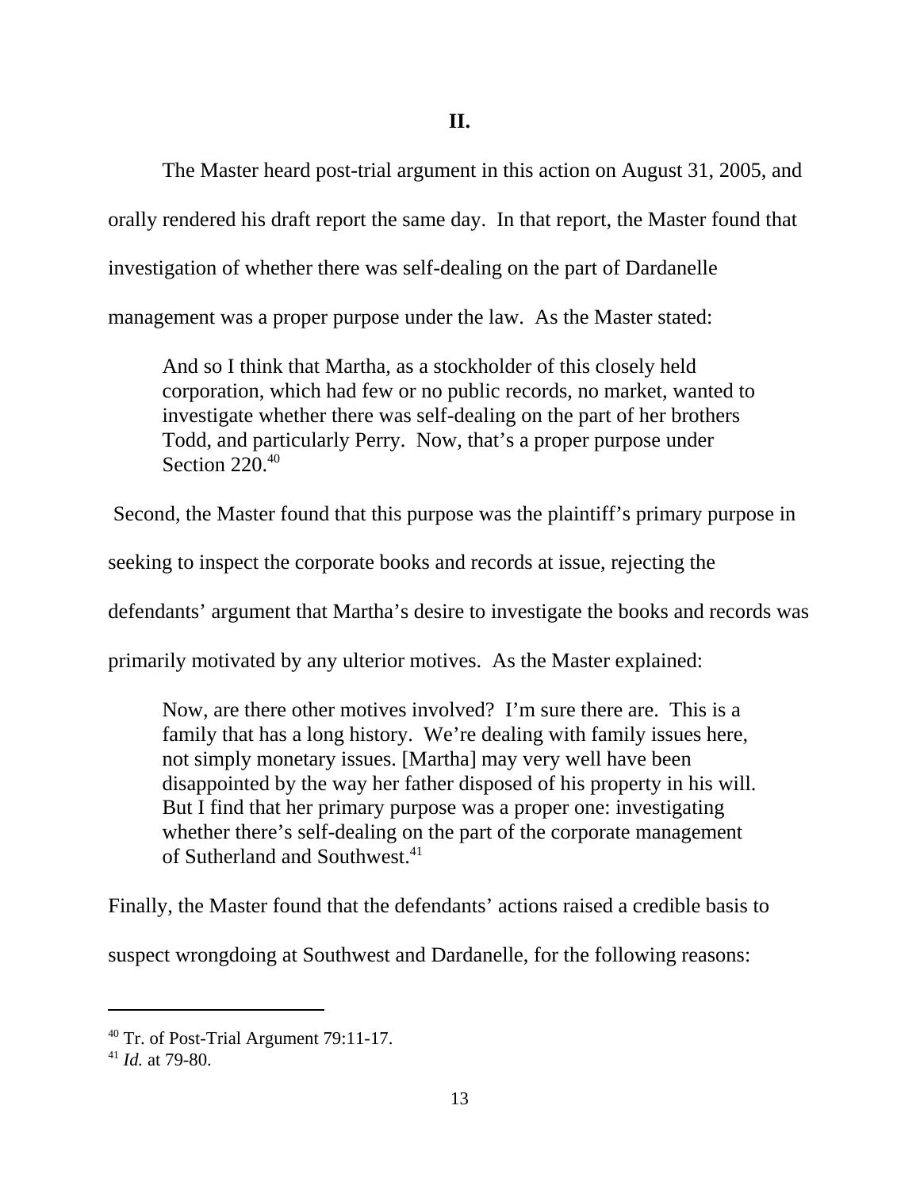## II.

The Master heard post-trial argument in this action on August 31, 2005, and orally rendered his draft report the same day. In that report, the Master found that investigation of whether there was self-dealing on the part of Dardanelle management was a proper purpose under the law. As the Master stated:

> And so I think that Martha, as a stockholder of this closely held corporation, which had few or no public records, no market, wanted to investigate whether there was self-dealing on the part of her brothers Todd, and particularly Perry. Now, that's a proper purpose under Section 220.[40]

Second, the Master found that this purpose was the plaintiff's primary purpose in seeking to inspect the corporate books and records at issue, rejecting the defendants' argument that Martha's desire to investigate the books and records was primarily motivated by any ulterior motives. As the Master explained:

> Now, are there other motives involved? I'm sure there are. This is a family that has a long history. We're dealing with family issues here, not simply monetary issues. [Martha] may very well have been disappointed by the way her father disposed of his property in his will. But I find that her primary purpose was a proper one: investigating whether there's self-dealing on the part of the corporate management of Sutherland and Southwest.[41]

Finally, the Master found that the defendants' actions raised a credible basis to suspect wrongdoing at Southwest and Dardanelle, for the following reasons:

---

[40] Tr. of Post-Trial Argument 79:11-17.

[41] *Id.* at 79-80.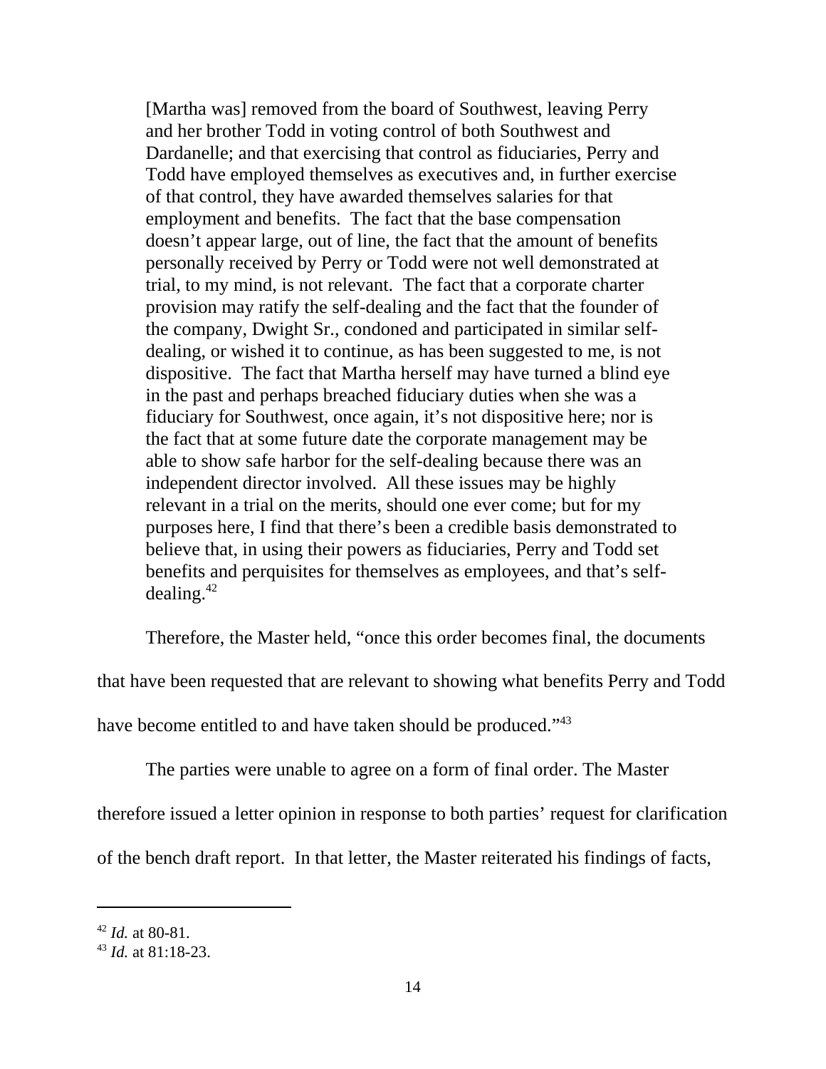> [Martha was] removed from the board of Southwest, leaving Perry and her brother Todd in voting control of both Southwest and Dardanelle; and that exercising that control as fiduciaries, Perry and Todd have employed themselves as executives and, in further exercise of that control, they have awarded themselves salaries for that employment and benefits. The fact that the base compensation doesn't appear large, out of line, the fact that the amount of benefits personally received by Perry or Todd were not well demonstrated at trial, to my mind, is not relevant. The fact that a corporate charter provision may ratify the self-dealing and the fact that the founder of the company, Dwight Sr., condoned and participated in similar self-dealing, or wished it to continue, as has been suggested to me, is not dispositive. The fact that Martha herself may have turned a blind eye in the past and perhaps breached fiduciary duties when she was a fiduciary for Southwest, once again, it's not dispositive here; nor is the fact that at some future date the corporate management may be able to show safe harbor for the self-dealing because there was an independent director involved. All these issues may be highly relevant in a trial on the merits, should one ever come; but for my purposes here, I find that there's been a credible basis demonstrated to believe that, in using their powers as fiduciaries, Perry and Todd set benefits and perquisites for themselves as employees, and that's self-dealing.[42]

Therefore, the Master held, "once this order becomes final, the documents that have been requested that are relevant to showing what benefits Perry and Todd have become entitled to and have taken should be produced."[43]

The parties were unable to agree on a form of final order. The Master therefore issued a letter opinion in response to both parties' request for clarification of the bench draft report. In that letter, the Master reiterated his findings of facts,

---

[42] *Id.* at 80-81.

[43] *Id.* at 81:18-23.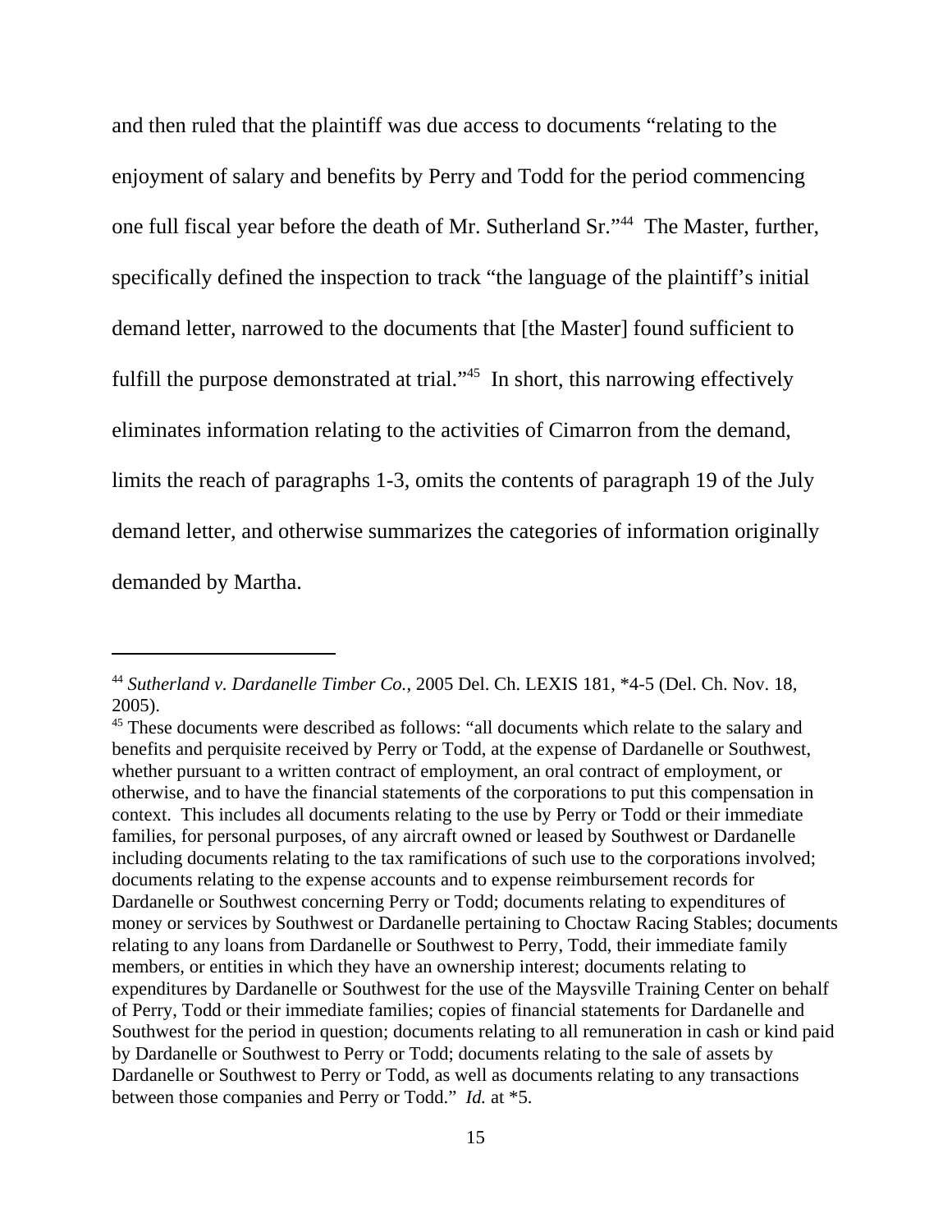and then ruled that the plaintiff was due access to documents "relating to the enjoyment of salary and benefits by Perry and Todd for the period commencing one full fiscal year before the death of Mr. Sutherland Sr."[44] The Master, further, specifically defined the inspection to track "the language of the plaintiff's initial demand letter, narrowed to the documents that [the Master] found sufficient to fulfill the purpose demonstrated at trial."[45] In short, this narrowing effectively eliminates information relating to the activities of Cimarron from the demand, limits the reach of paragraphs 1-3, omits the contents of paragraph 19 of the July demand letter, and otherwise summarizes the categories of information originally demanded by Martha.

---

[44] *Sutherland v. Dardanelle Timber Co.*, 2005 Del. Ch. LEXIS 181, *4-5 (Del. Ch. Nov. 18, 2005).

[45] These documents were described as follows: "all documents which relate to the salary and benefits and perquisite received by Perry or Todd, at the expense of Dardanelle or Southwest, whether pursuant to a written contract of employment, an oral contract of employment, or otherwise, and to have the financial statements of the corporations to put this compensation in context. This includes all documents relating to the use by Perry or Todd or their immediate families, for personal purposes, of any aircraft owned or leased by Southwest or Dardanelle including documents relating to the tax ramifications of such use to the corporations involved; documents relating to the expense accounts and to expense reimbursement records for Dardanelle or Southwest concerning Perry or Todd; documents relating to expenditures of money or services by Southwest or Dardanelle pertaining to Choctaw Racing Stables; documents relating to any loans from Dardanelle or Southwest to Perry, Todd, their immediate family members, or entities in which they have an ownership interest; documents relating to expenditures by Dardanelle or Southwest for the use of the Maysville Training Center on behalf of Perry, Todd or their immediate families; copies of financial statements for Dardanelle and Southwest for the period in question; documents relating to all remuneration in cash or kind paid by Dardanelle or Southwest to Perry or Todd; documents relating to the sale of assets by Dardanelle or Southwest to Perry or Todd, as well as documents relating to any transactions between those companies and Perry or Todd." *Id.* at *5.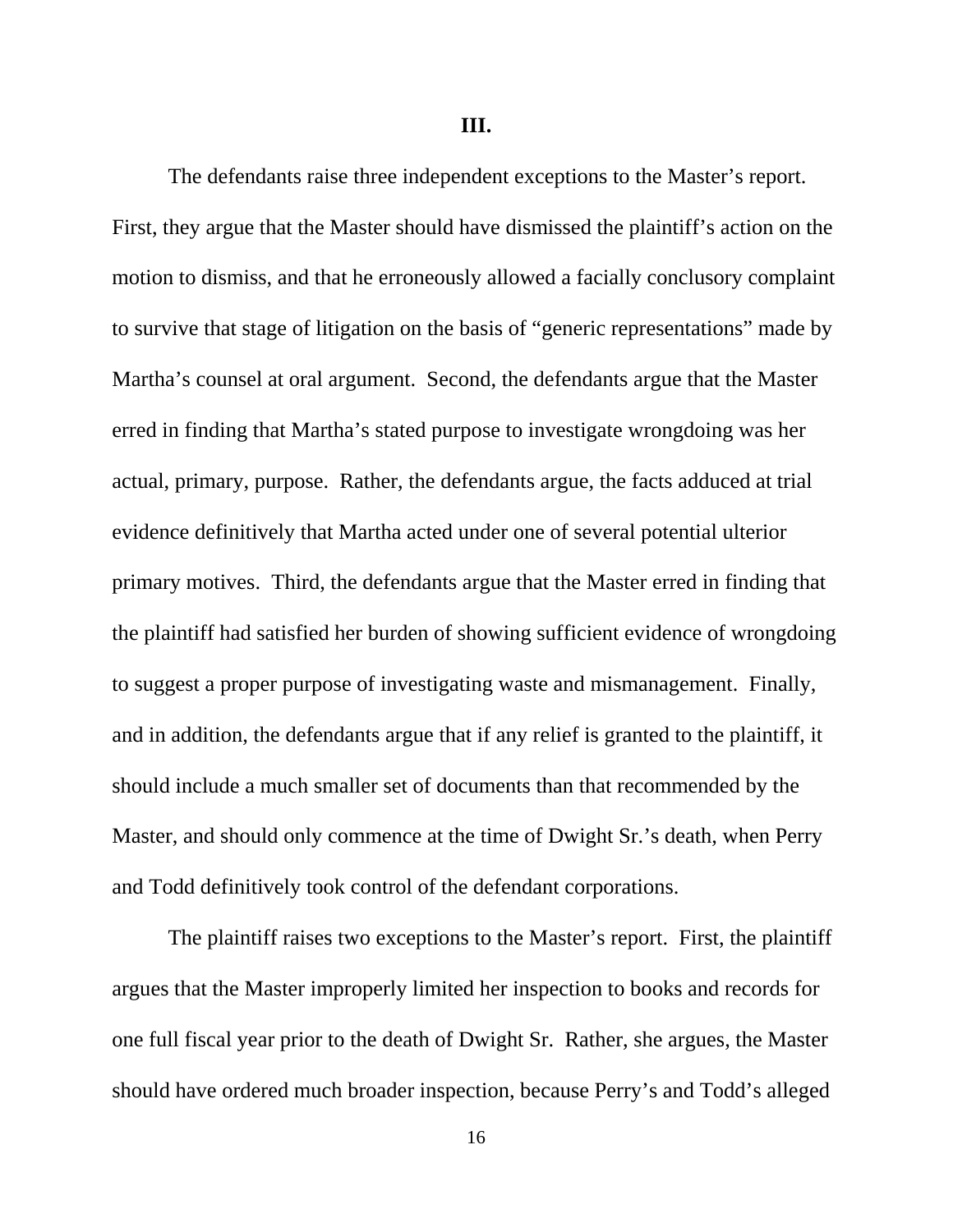## III.

The defendants raise three independent exceptions to the Master's report. First, they argue that the Master should have dismissed the plaintiff's action on the motion to dismiss, and that he erroneously allowed a facially conclusory complaint to survive that stage of litigation on the basis of "generic representations" made by Martha's counsel at oral argument. Second, the defendants argue that the Master erred in finding that Martha's stated purpose to investigate wrongdoing was her actual, primary, purpose. Rather, the defendants argue, the facts adduced at trial evidence definitively that Martha acted under one of several potential ulterior primary motives. Third, the defendants argue that the Master erred in finding that the plaintiff had satisfied her burden of showing sufficient evidence of wrongdoing to suggest a proper purpose of investigating waste and mismanagement. Finally, and in addition, the defendants argue that if any relief is granted to the plaintiff, it should include a much smaller set of documents than that recommended by the Master, and should only commence at the time of Dwight Sr.'s death, when Perry and Todd definitively took control of the defendant corporations.

The plaintiff raises two exceptions to the Master's report. First, the plaintiff argues that the Master improperly limited her inspection to books and records for one full fiscal year prior to the death of Dwight Sr. Rather, she argues, the Master should have ordered much broader inspection, because Perry's and Todd's alleged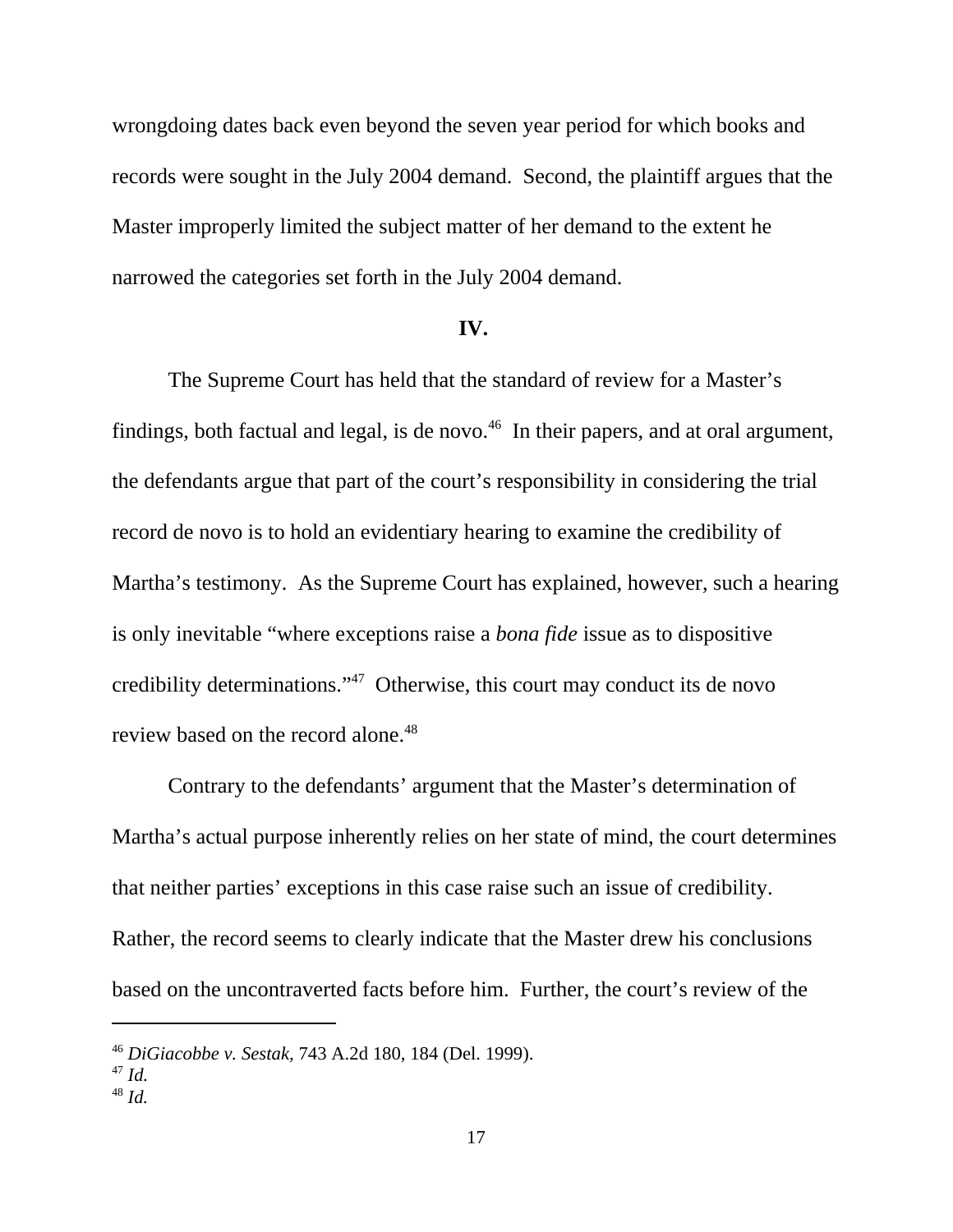wrongdoing dates back even beyond the seven year period for which books and records were sought in the July 2004 demand. Second, the plaintiff argues that the Master improperly limited the subject matter of her demand to the extent he narrowed the categories set forth in the July 2004 demand.

**IV.**

The Supreme Court has held that the standard of review for a Master's findings, both factual and legal, is de novo.[46] In their papers, and at oral argument, the defendants argue that part of the court's responsibility in considering the trial record de novo is to hold an evidentiary hearing to examine the credibility of Martha's testimony. As the Supreme Court has explained, however, such a hearing is only inevitable "where exceptions raise a *bona fide* issue as to dispositive credibility determinations."[47] Otherwise, this court may conduct its de novo review based on the record alone.[48]

Contrary to the defendants' argument that the Master's determination of Martha's actual purpose inherently relies on her state of mind, the court determines that neither parties' exceptions in this case raise such an issue of credibility. Rather, the record seems to clearly indicate that the Master drew his conclusions based on the uncontraverted facts before him. Further, the court's review of the

---

[46] *DiGiacobbe v. Sestak*, 743 A.2d 180, 184 (Del. 1999).
[47] *Id.*
[48] *Id.*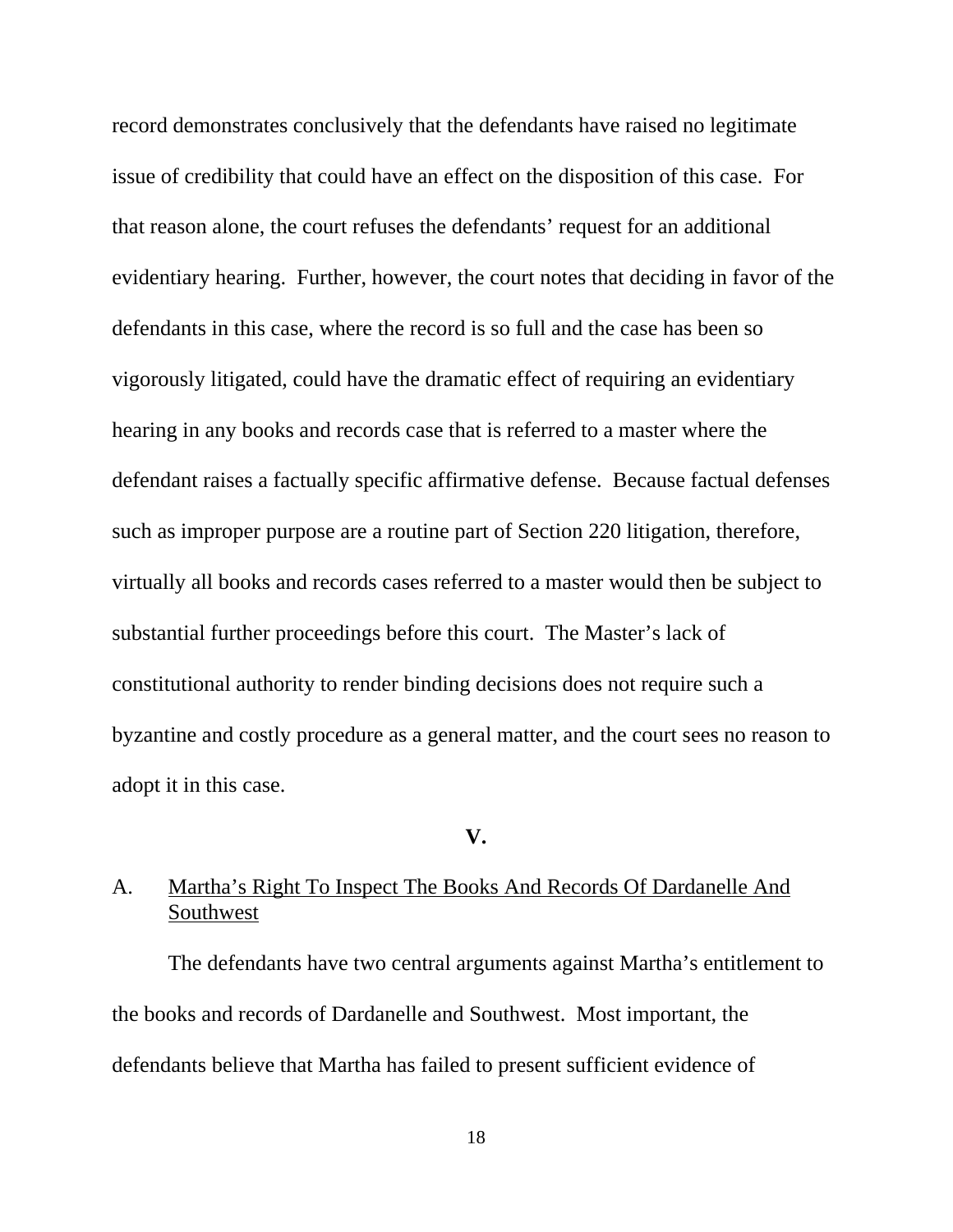record demonstrates conclusively that the defendants have raised no legitimate issue of credibility that could have an effect on the disposition of this case. For that reason alone, the court refuses the defendants' request for an additional evidentiary hearing. Further, however, the court notes that deciding in favor of the defendants in this case, where the record is so full and the case has been so vigorously litigated, could have the dramatic effect of requiring an evidentiary hearing in any books and records case that is referred to a master where the defendant raises a factually specific affirmative defense. Because factual defenses such as improper purpose are a routine part of Section 220 litigation, therefore, virtually all books and records cases referred to a master would then be subject to substantial further proceedings before this court. The Master's lack of constitutional authority to render binding decisions does not require such a byzantine and costly procedure as a general matter, and the court sees no reason to adopt it in this case.

## V.

### A. Martha's Right To Inspect The Books And Records Of Dardanelle And Southwest

The defendants have two central arguments against Martha's entitlement to the books and records of Dardanelle and Southwest. Most important, the defendants believe that Martha has failed to present sufficient evidence of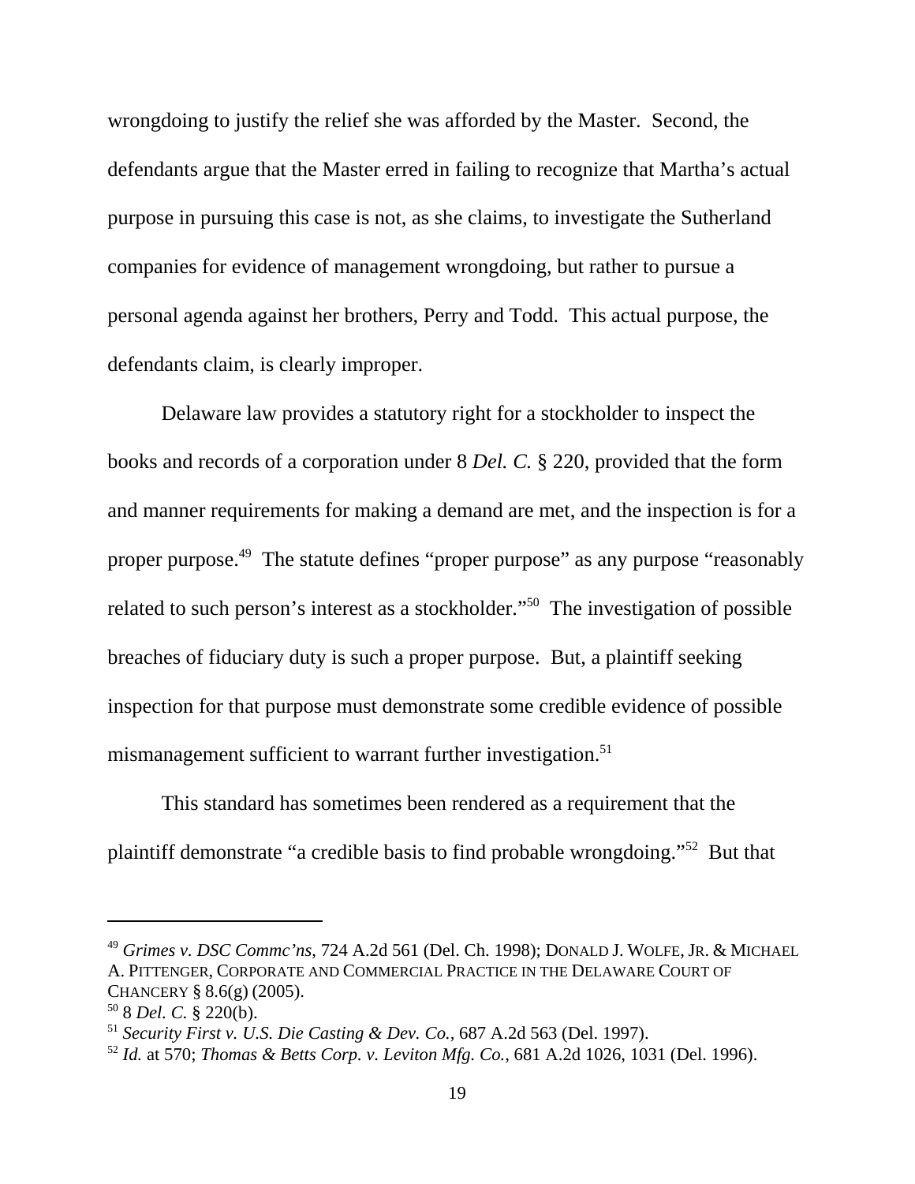wrongdoing to justify the relief she was afforded by the Master. Second, the defendants argue that the Master erred in failing to recognize that Martha's actual purpose in pursuing this case is not, as she claims, to investigate the Sutherland companies for evidence of management wrongdoing, but rather to pursue a personal agenda against her brothers, Perry and Todd. This actual purpose, the defendants claim, is clearly improper.

Delaware law provides a statutory right for a stockholder to inspect the books and records of a corporation under 8 *Del. C.* § 220, provided that the form and manner requirements for making a demand are met, and the inspection is for a proper purpose.[49] The statute defines "proper purpose" as any purpose "reasonably related to such person's interest as a stockholder."[50] The investigation of possible breaches of fiduciary duty is such a proper purpose. But, a plaintiff seeking inspection for that purpose must demonstrate some credible evidence of possible mismanagement sufficient to warrant further investigation.[51]

This standard has sometimes been rendered as a requirement that the plaintiff demonstrate "a credible basis to find probable wrongdoing."[52] But that

---

[49] *Grimes v. DSC Commc'ns*, 724 A.2d 561 (Del. Ch. 1998); DONALD J. WOLFE, JR. & MICHAEL A. PITTENGER, CORPORATE AND COMMERCIAL PRACTICE IN THE DELAWARE COURT OF CHANCERY § 8.6(g) (2005).

[50] 8 *Del. C.* § 220(b).

[51] *Security First v. U.S. Die Casting & Dev. Co.*, 687 A.2d 563 (Del. 1997).

[52] *Id.* at 570; *Thomas & Betts Corp. v. Leviton Mfg. Co.*, 681 A.2d 1026, 1031 (Del. 1996).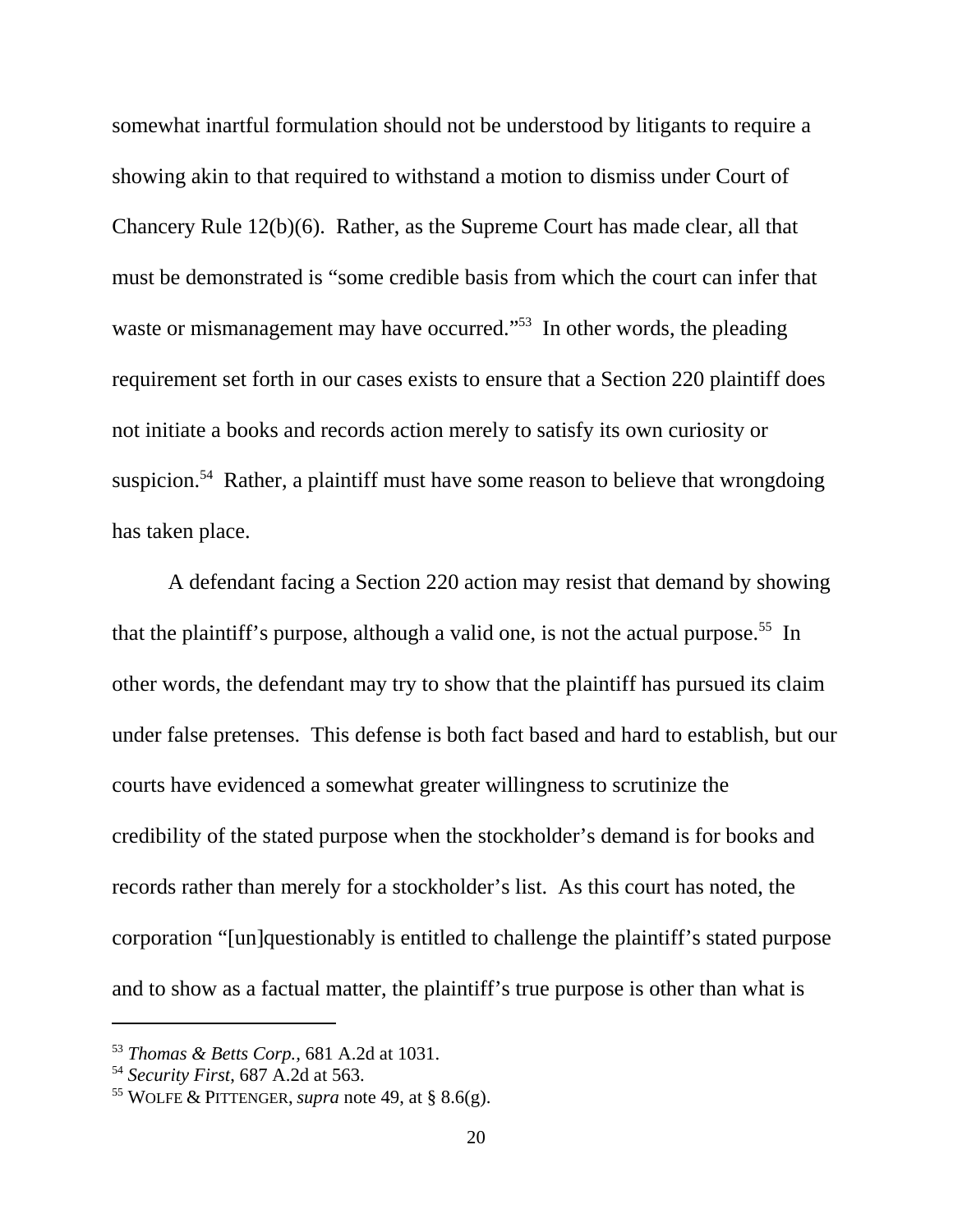somewhat inartful formulation should not be understood by litigants to require a showing akin to that required to withstand a motion to dismiss under Court of Chancery Rule 12(b)(6). Rather, as the Supreme Court has made clear, all that must be demonstrated is "some credible basis from which the court can infer that waste or mismanagement may have occurred."[53] In other words, the pleading requirement set forth in our cases exists to ensure that a Section 220 plaintiff does not initiate a books and records action merely to satisfy its own curiosity or suspicion.[54] Rather, a plaintiff must have some reason to believe that wrongdoing has taken place.

A defendant facing a Section 220 action may resist that demand by showing that the plaintiff's purpose, although a valid one, is not the actual purpose.[55] In other words, the defendant may try to show that the plaintiff has pursued its claim under false pretenses. This defense is both fact based and hard to establish, but our courts have evidenced a somewhat greater willingness to scrutinize the credibility of the stated purpose when the stockholder's demand is for books and records rather than merely for a stockholder's list. As this court has noted, the corporation "[un]questionably is entitled to challenge the plaintiff's stated purpose and to show as a factual matter, the plaintiff's true purpose is other than what is

---

[53] *Thomas & Betts Corp.*, 681 A.2d at 1031.

[54] *Security First*, 687 A.2d at 563.

[55] WOLFE & PITTENGER, *supra* note 49, at § 8.6(g).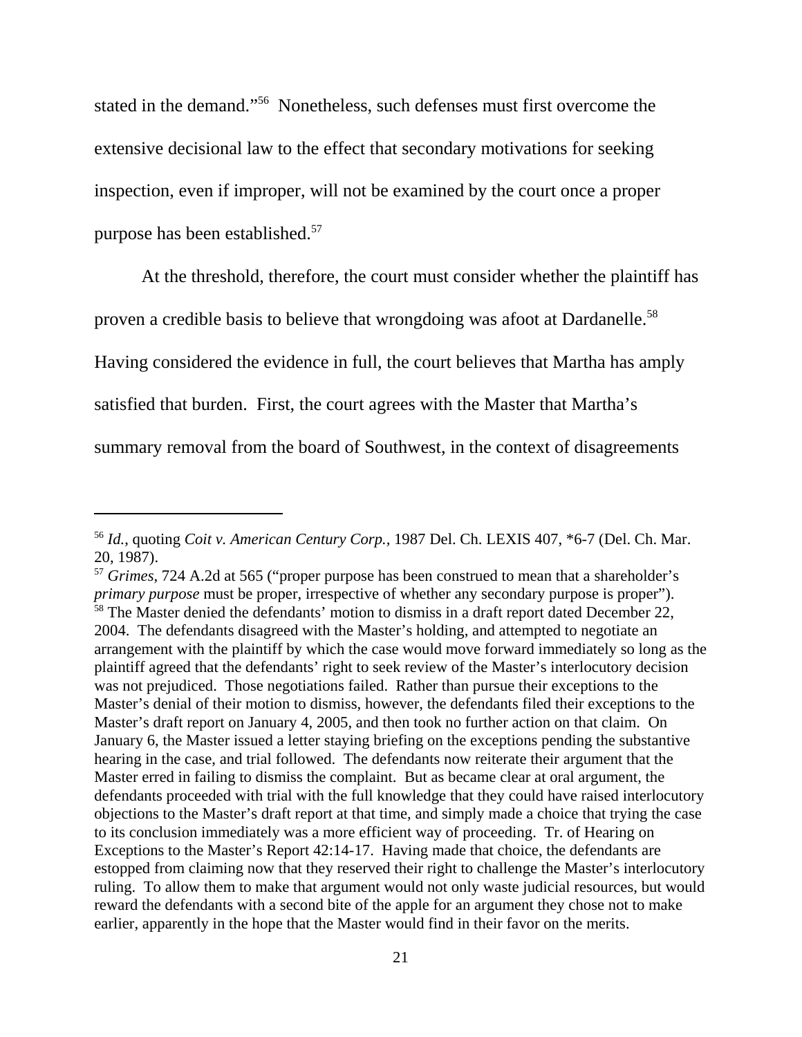stated in the demand."[56] Nonetheless, such defenses must first overcome the extensive decisional law to the effect that secondary motivations for seeking inspection, even if improper, will not be examined by the court once a proper purpose has been established.[57]

At the threshold, therefore, the court must consider whether the plaintiff has proven a credible basis to believe that wrongdoing was afoot at Dardanelle.[58] Having considered the evidence in full, the court believes that Martha has amply satisfied that burden. First, the court agrees with the Master that Martha's summary removal from the board of Southwest, in the context of disagreements

---

[56] *Id.*, quoting *Coit v. American Century Corp.*, 1987 Del. Ch. LEXIS 407, *6-7 (Del. Ch. Mar. 20, 1987).

[57] *Grimes*, 724 A.2d at 565 ("proper purpose has been construed to mean that a shareholder's *primary purpose* must be proper, irrespective of whether any secondary purpose is proper").

[58] The Master denied the defendants' motion to dismiss in a draft report dated December 22, 2004. The defendants disagreed with the Master's holding, and attempted to negotiate an arrangement with the plaintiff by which the case would move forward immediately so long as the plaintiff agreed that the defendants' right to seek review of the Master's interlocutory decision was not prejudiced. Those negotiations failed. Rather than pursue their exceptions to the Master's denial of their motion to dismiss, however, the defendants filed their exceptions to the Master's draft report on January 4, 2005, and then took no further action on that claim. On January 6, the Master issued a letter staying briefing on the exceptions pending the substantive hearing in the case, and trial followed. The defendants now reiterate their argument that the Master erred in failing to dismiss the complaint. But as became clear at oral argument, the defendants proceeded with trial with the full knowledge that they could have raised interlocutory objections to the Master's draft report at that time, and simply made a choice that trying the case to its conclusion immediately was a more efficient way of proceeding. Tr. of Hearing on Exceptions to the Master's Report 42:14-17. Having made that choice, the defendants are estopped from claiming now that they reserved their right to challenge the Master's interlocutory ruling. To allow them to make that argument would not only waste judicial resources, but would reward the defendants with a second bite of the apple for an argument they chose not to make earlier, apparently in the hope that the Master would find in their favor on the merits.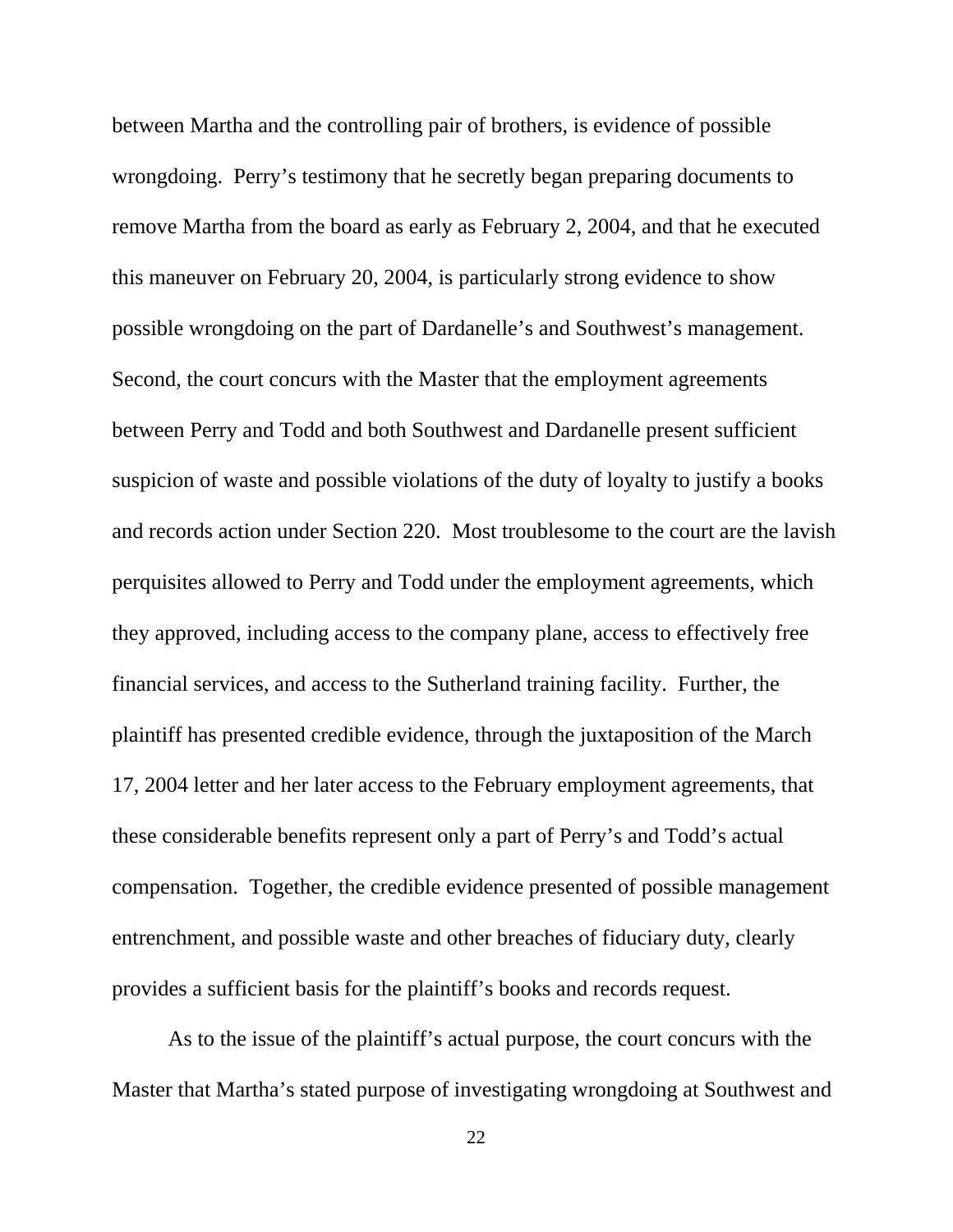between Martha and the controlling pair of brothers, is evidence of possible wrongdoing. Perry's testimony that he secretly began preparing documents to remove Martha from the board as early as February 2, 2004, and that he executed this maneuver on February 20, 2004, is particularly strong evidence to show possible wrongdoing on the part of Dardanelle's and Southwest's management. Second, the court concurs with the Master that the employment agreements between Perry and Todd and both Southwest and Dardanelle present sufficient suspicion of waste and possible violations of the duty of loyalty to justify a books and records action under Section 220. Most troublesome to the court are the lavish perquisites allowed to Perry and Todd under the employment agreements, which they approved, including access to the company plane, access to effectively free financial services, and access to the Sutherland training facility. Further, the plaintiff has presented credible evidence, through the juxtaposition of the March 17, 2004 letter and her later access to the February employment agreements, that these considerable benefits represent only a part of Perry's and Todd's actual compensation. Together, the credible evidence presented of possible management entrenchment, and possible waste and other breaches of fiduciary duty, clearly provides a sufficient basis for the plaintiff's books and records request.

As to the issue of the plaintiff's actual purpose, the court concurs with the Master that Martha's stated purpose of investigating wrongdoing at Southwest and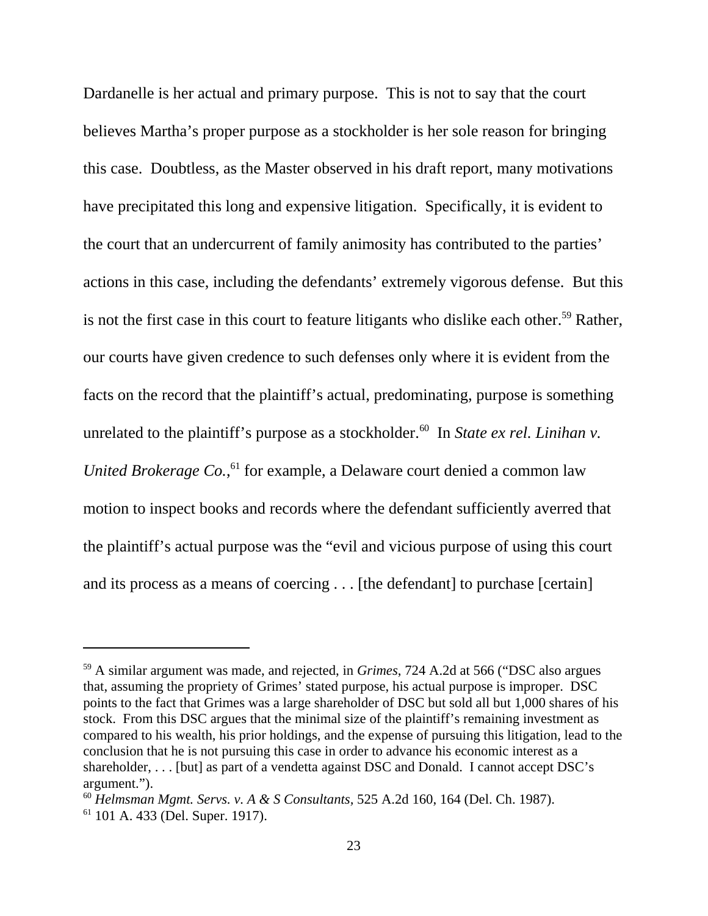Dardanelle is her actual and primary purpose. This is not to say that the court believes Martha's proper purpose as a stockholder is her sole reason for bringing this case. Doubtless, as the Master observed in his draft report, many motivations have precipitated this long and expensive litigation. Specifically, it is evident to the court that an undercurrent of family animosity has contributed to the parties' actions in this case, including the defendants' extremely vigorous defense. But this is not the first case in this court to feature litigants who dislike each other.[59] Rather, our courts have given credence to such defenses only where it is evident from the facts on the record that the plaintiff's actual, predominating, purpose is something unrelated to the plaintiff's purpose as a stockholder.[60] In *State ex rel. Linihan v. United Brokerage Co.*,[61] for example, a Delaware court denied a common law motion to inspect books and records where the defendant sufficiently averred that the plaintiff's actual purpose was the "evil and vicious purpose of using this court and its process as a means of coercing . . . [the defendant] to purchase [certain]

---

[59] A similar argument was made, and rejected, in *Grimes*, 724 A.2d at 566 ("DSC also argues that, assuming the propriety of Grimes' stated purpose, his actual purpose is improper. DSC points to the fact that Grimes was a large shareholder of DSC but sold all but 1,000 shares of his stock. From this DSC argues that the minimal size of the plaintiff's remaining investment as compared to his wealth, his prior holdings, and the expense of pursuing this litigation, lead to the conclusion that he is not pursuing this case in order to advance his economic interest as a shareholder, . . . [but] as part of a vendetta against DSC and Donald. I cannot accept DSC's argument.").

[60] *Helmsman Mgmt. Servs. v. A & S Consultants*, 525 A.2d 160, 164 (Del. Ch. 1987).

[61] 101 A. 433 (Del. Super. 1917).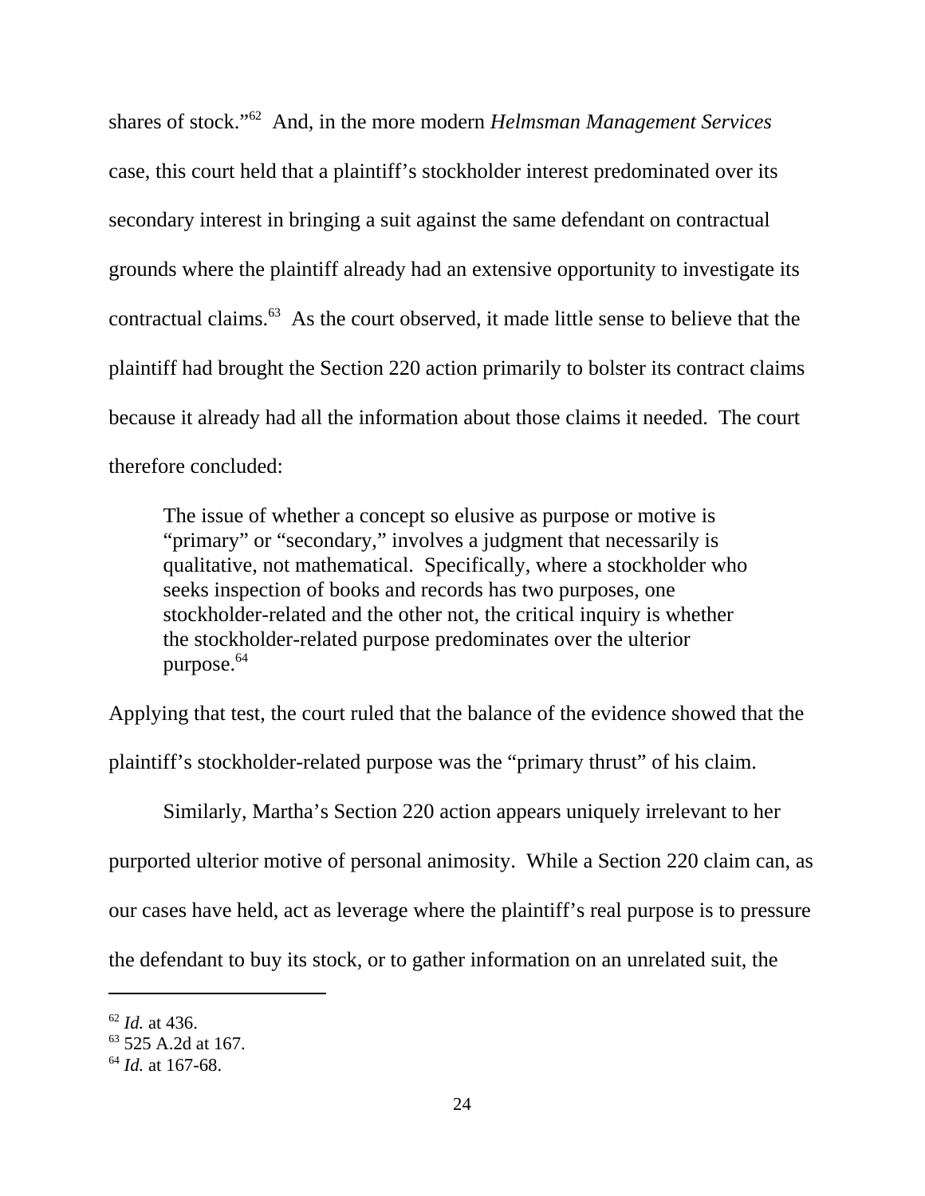shares of stock."[62] And, in the more modern *Helmsman Management Services* case, this court held that a plaintiff's stockholder interest predominated over its secondary interest in bringing a suit against the same defendant on contractual grounds where the plaintiff already had an extensive opportunity to investigate its contractual claims.[63] As the court observed, it made little sense to believe that the plaintiff had brought the Section 220 action primarily to bolster its contract claims because it already had all the information about those claims it needed. The court therefore concluded:

> The issue of whether a concept so elusive as purpose or motive is "primary" or "secondary," involves a judgment that necessarily is qualitative, not mathematical. Specifically, where a stockholder who seeks inspection of books and records has two purposes, one stockholder-related and the other not, the critical inquiry is whether the stockholder-related purpose predominates over the ulterior purpose.[64]

Applying that test, the court ruled that the balance of the evidence showed that the plaintiff's stockholder-related purpose was the "primary thrust" of his claim.

Similarly, Martha's Section 220 action appears uniquely irrelevant to her purported ulterior motive of personal animosity. While a Section 220 claim can, as our cases have held, act as leverage where the plaintiff's real purpose is to pressure the defendant to buy its stock, or to gather information on an unrelated suit, the

---

[62] *Id.* at 436.
[63] 525 A.2d at 167.
[64] *Id.* at 167-68.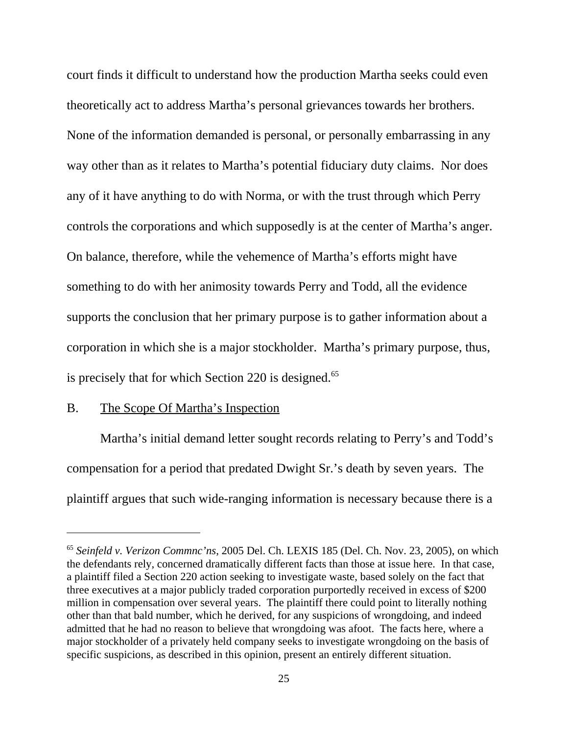court finds it difficult to understand how the production Martha seeks could even theoretically act to address Martha's personal grievances towards her brothers. None of the information demanded is personal, or personally embarrassing in any way other than as it relates to Martha's potential fiduciary duty claims. Nor does any of it have anything to do with Norma, or with the trust through which Perry controls the corporations and which supposedly is at the center of Martha's anger. On balance, therefore, while the vehemence of Martha's efforts might have something to do with her animosity towards Perry and Todd, all the evidence supports the conclusion that her primary purpose is to gather information about a corporation in which she is a major stockholder. Martha's primary purpose, thus, is precisely that for which Section 220 is designed.[65]

B. <u>The Scope Of Martha's Inspection</u>

Martha's initial demand letter sought records relating to Perry's and Todd's compensation for a period that predated Dwight Sr.'s death by seven years. The plaintiff argues that such wide-ranging information is necessary because there is a

---

[65] *Seinfeld v. Verizon Commnc'ns*, 2005 Del. Ch. LEXIS 185 (Del. Ch. Nov. 23, 2005), on which the defendants rely, concerned dramatically different facts than those at issue here. In that case, a plaintiff filed a Section 220 action seeking to investigate waste, based solely on the fact that three executives at a major publicly traded corporation purportedly received in excess of $200 million in compensation over several years. The plaintiff there could point to literally nothing other than that bald number, which he derived, for any suspicions of wrongdoing, and indeed admitted that he had no reason to believe that wrongdoing was afoot. The facts here, where a major stockholder of a privately held company seeks to investigate wrongdoing on the basis of specific suspicions, as described in this opinion, present an entirely different situation.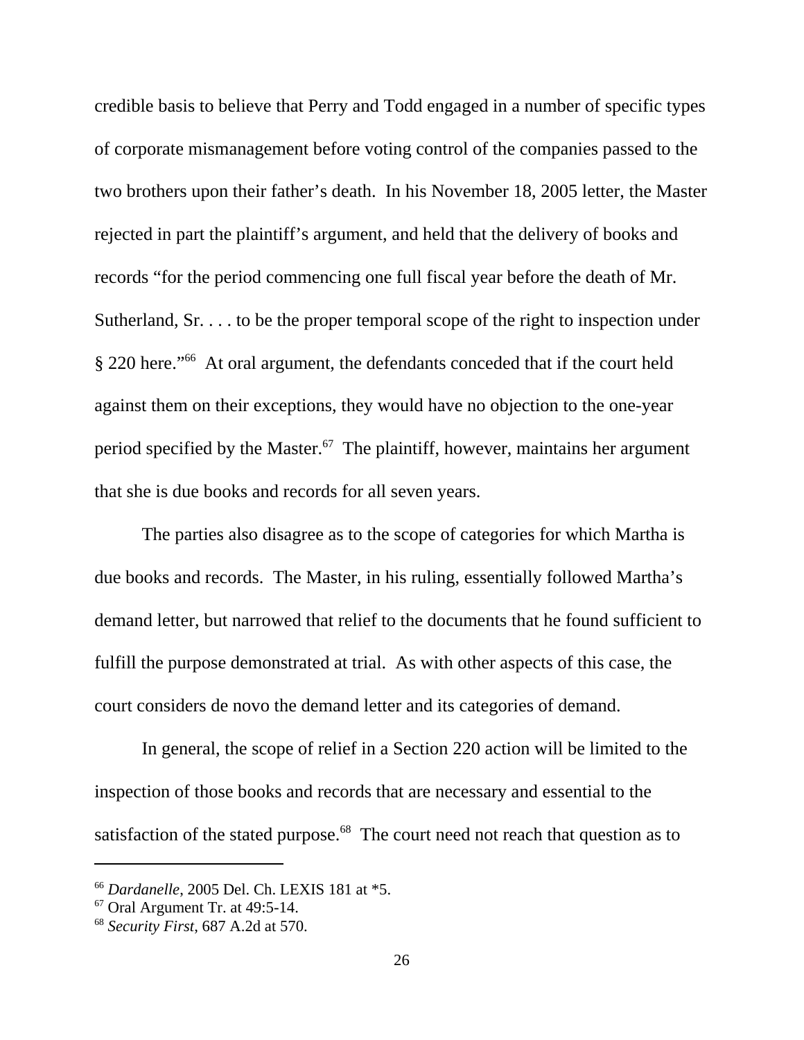credible basis to believe that Perry and Todd engaged in a number of specific types of corporate mismanagement before voting control of the companies passed to the two brothers upon their father's death. In his November 18, 2005 letter, the Master rejected in part the plaintiff's argument, and held that the delivery of books and records "for the period commencing one full fiscal year before the death of Mr. Sutherland, Sr. . . . to be the proper temporal scope of the right to inspection under § 220 here."[66] At oral argument, the defendants conceded that if the court held against them on their exceptions, they would have no objection to the one-year period specified by the Master.[67] The plaintiff, however, maintains her argument that she is due books and records for all seven years.

The parties also disagree as to the scope of categories for which Martha is due books and records. The Master, in his ruling, essentially followed Martha's demand letter, but narrowed that relief to the documents that he found sufficient to fulfill the purpose demonstrated at trial. As with other aspects of this case, the court considers de novo the demand letter and its categories of demand.

In general, the scope of relief in a Section 220 action will be limited to the inspection of those books and records that are necessary and essential to the satisfaction of the stated purpose.[68] The court need not reach that question as to

---

[66] *Dardanelle*, 2005 Del. Ch. LEXIS 181 at *5.

[67] Oral Argument Tr. at 49:5-14.

[68] *Security First*, 687 A.2d at 570.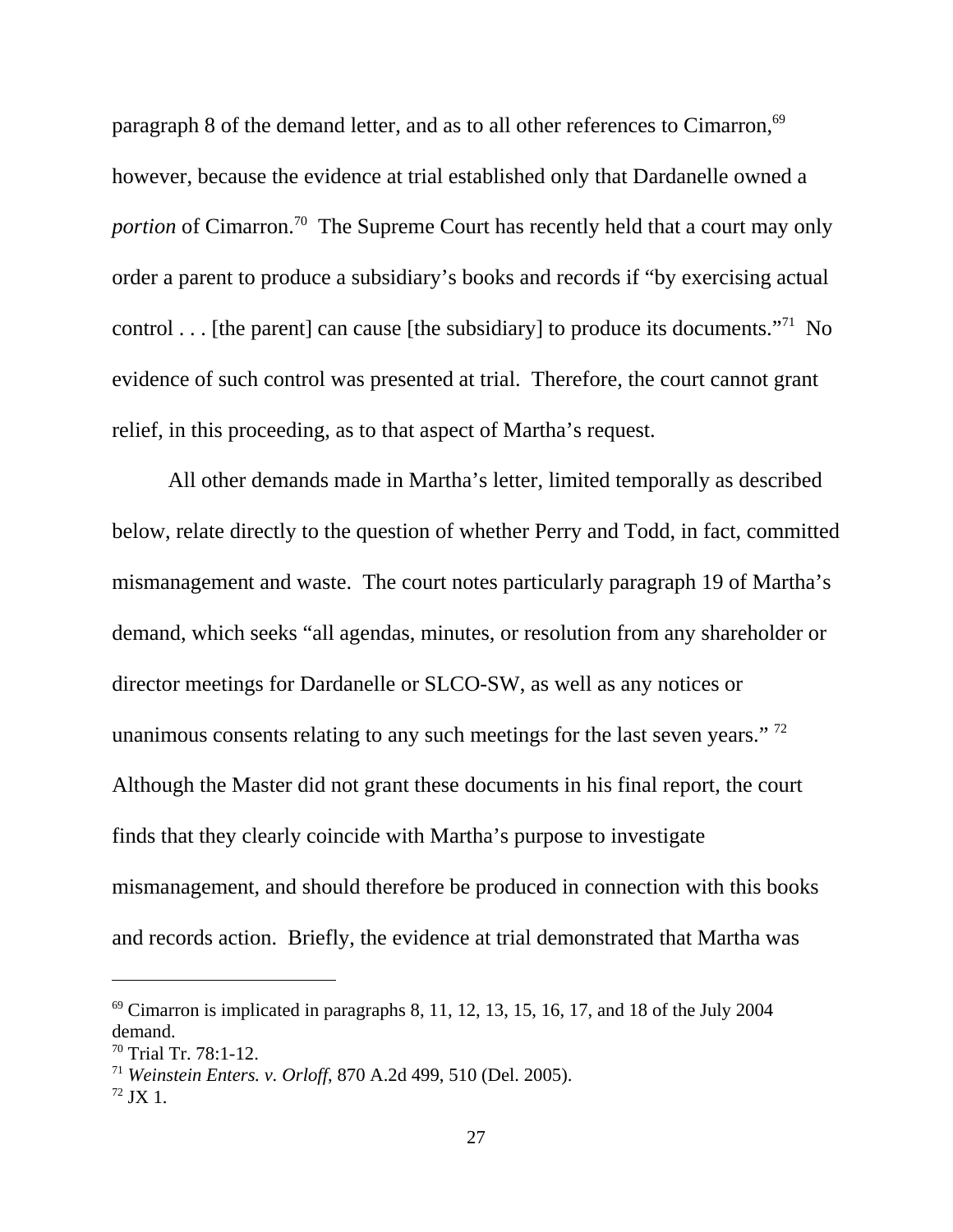paragraph 8 of the demand letter, and as to all other references to Cimarron,[69] however, because the evidence at trial established only that Dardanelle owned a *portion* of Cimarron.[70] The Supreme Court has recently held that a court may only order a parent to produce a subsidiary's books and records if "by exercising actual control . . . [the parent] can cause [the subsidiary] to produce its documents."[71] No evidence of such control was presented at trial. Therefore, the court cannot grant relief, in this proceeding, as to that aspect of Martha's request.

All other demands made in Martha's letter, limited temporally as described below, relate directly to the question of whether Perry and Todd, in fact, committed mismanagement and waste. The court notes particularly paragraph 19 of Martha's demand, which seeks "all agendas, minutes, or resolution from any shareholder or director meetings for Dardanelle or SLCO-SW, as well as any notices or unanimous consents relating to any such meetings for the last seven years." [72] Although the Master did not grant these documents in his final report, the court finds that they clearly coincide with Martha's purpose to investigate mismanagement, and should therefore be produced in connection with this books and records action. Briefly, the evidence at trial demonstrated that Martha was

---

[69] Cimarron is implicated in paragraphs 8, 11, 12, 13, 15, 16, 17, and 18 of the July 2004 demand.

[70] Trial Tr. 78:1-12.

[71] *Weinstein Enters. v. Orloff*, 870 A.2d 499, 510 (Del. 2005).

[72] JX 1.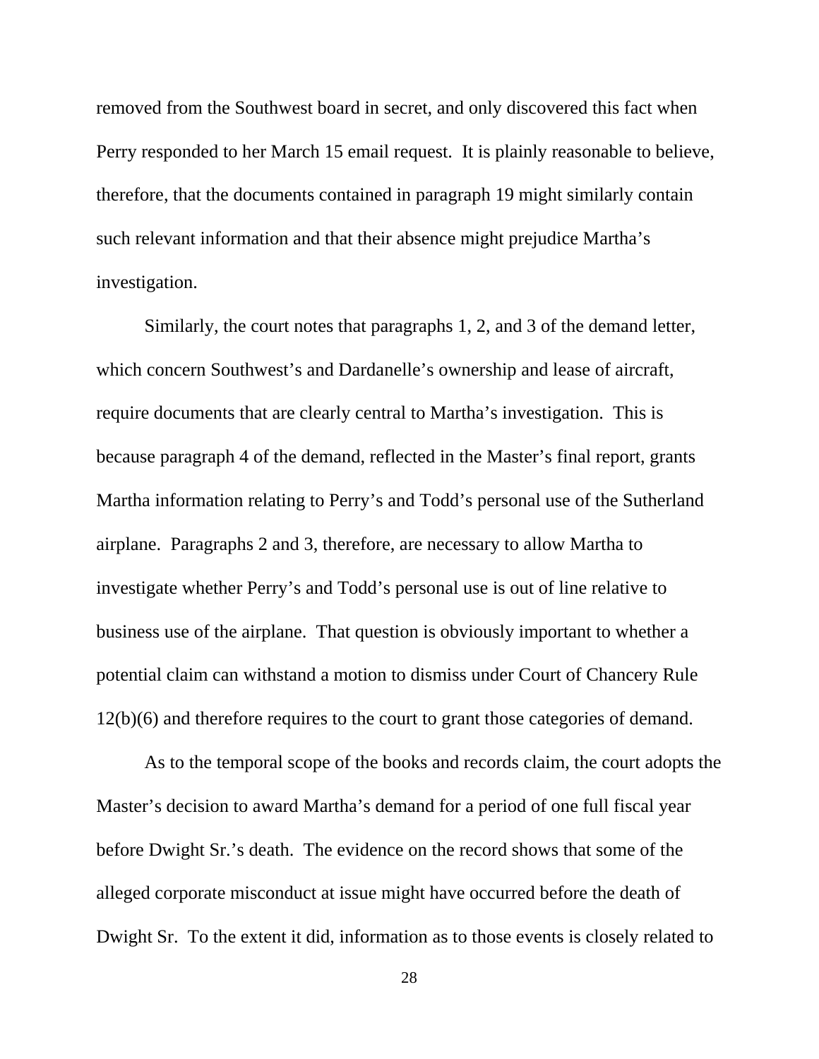removed from the Southwest board in secret, and only discovered this fact when Perry responded to her March 15 email request. It is plainly reasonable to believe, therefore, that the documents contained in paragraph 19 might similarly contain such relevant information and that their absence might prejudice Martha's investigation.

Similarly, the court notes that paragraphs 1, 2, and 3 of the demand letter, which concern Southwest's and Dardanelle's ownership and lease of aircraft, require documents that are clearly central to Martha's investigation. This is because paragraph 4 of the demand, reflected in the Master's final report, grants Martha information relating to Perry's and Todd's personal use of the Sutherland airplane. Paragraphs 2 and 3, therefore, are necessary to allow Martha to investigate whether Perry's and Todd's personal use is out of line relative to business use of the airplane. That question is obviously important to whether a potential claim can withstand a motion to dismiss under Court of Chancery Rule 12(b)(6) and therefore requires to the court to grant those categories of demand.

As to the temporal scope of the books and records claim, the court adopts the Master's decision to award Martha's demand for a period of one full fiscal year before Dwight Sr.'s death. The evidence on the record shows that some of the alleged corporate misconduct at issue might have occurred before the death of Dwight Sr. To the extent it did, information as to those events is closely related to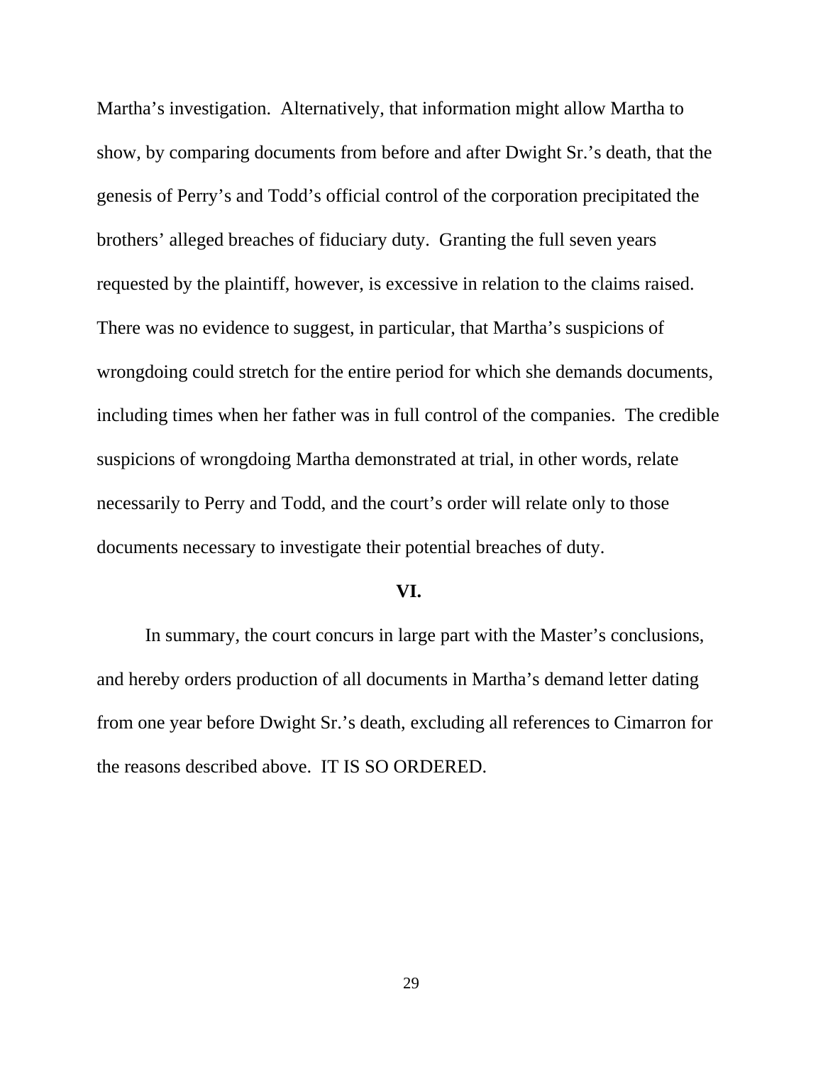Martha's investigation. Alternatively, that information might allow Martha to show, by comparing documents from before and after Dwight Sr.'s death, that the genesis of Perry's and Todd's official control of the corporation precipitated the brothers' alleged breaches of fiduciary duty. Granting the full seven years requested by the plaintiff, however, is excessive in relation to the claims raised. There was no evidence to suggest, in particular, that Martha's suspicions of wrongdoing could stretch for the entire period for which she demands documents, including times when her father was in full control of the companies. The credible suspicions of wrongdoing Martha demonstrated at trial, in other words, relate necessarily to Perry and Todd, and the court's order will relate only to those documents necessary to investigate their potential breaches of duty.

## VI.

In summary, the court concurs in large part with the Master's conclusions, and hereby orders production of all documents in Martha's demand letter dating from one year before Dwight Sr.'s death, excluding all references to Cimarron for the reasons described above. IT IS SO ORDERED.